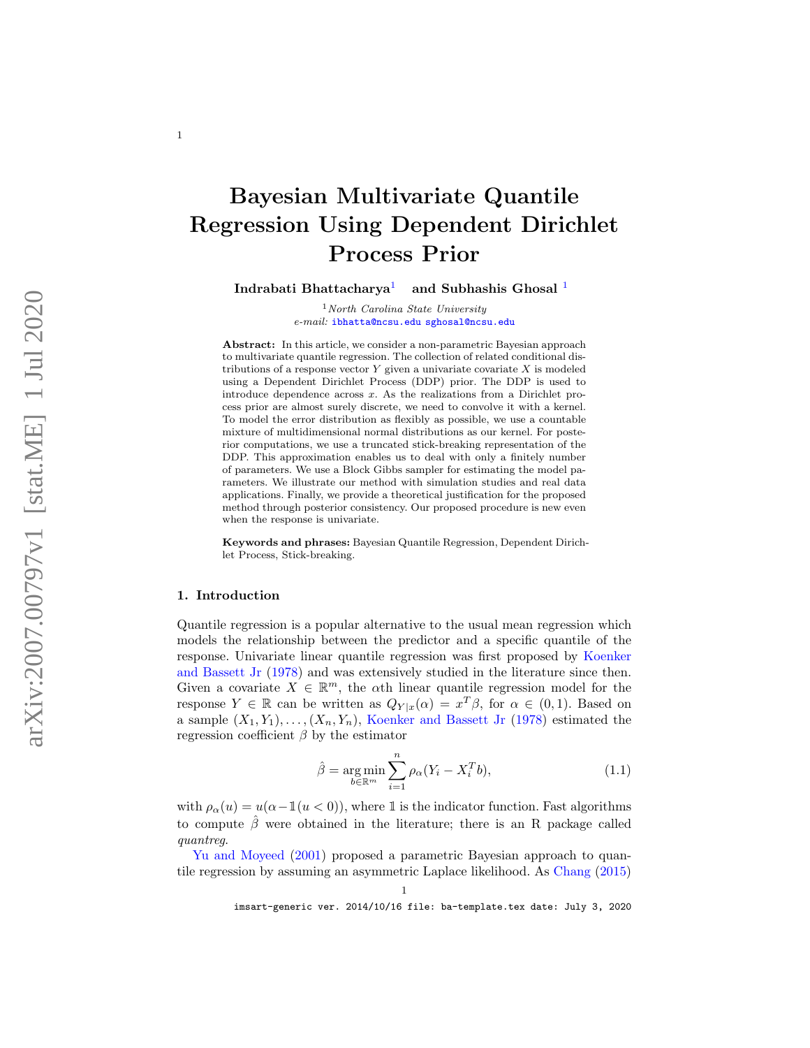# Bayesian Multivariate Quantile Regression Using Dependent Dirichlet Process Prior

**Indrabati Bhattacharya**[1] **and Subhashis Ghosal**[1]

[1] *North Carolina State University*
*e-mail:* ibhatta@ncsu.edu sghosal@ncsu.edu

**Abstract:** In this article, we consider a non-parametric Bayesian approach to multivariate quantile regression. The collection of related conditional distributions of a response vector $Y$ given a univariate covariate $X$ is modeled using a Dependent Dirichlet Process (DDP) prior. The DDP is used to introduce dependence across $x$. As the realizations from a Dirichlet process prior are almost surely discrete, we need to convolve it with a kernel. To model the error distribution as flexibly as possible, we use a countable mixture of multidimensional normal distributions as our kernel. For posterior computations, we use a truncated stick-breaking representation of the DDP. This approximation enables us to deal with only a finitely number of parameters. We use a Block Gibbs sampler for estimating the model parameters. We illustrate our method with simulation studies and real data applications. Finally, we provide a theoretical justification for the proposed method through posterior consistency. Our proposed procedure is new even when the response is univariate.

**Keywords and phrases:** Bayesian Quantile Regression, Dependent Dirichlet Process, Stick-breaking.

## 1. Introduction

Quantile regression is a popular alternative to the usual mean regression which models the relationship between the predictor and a specific quantile of the response. Univariate linear quantile regression was first proposed by Koenker and Bassett Jr (1978) and was extensively studied in the literature since then. Given a covariate $X \in \mathbb{R}^m$, the $\alpha$th linear quantile regression model for the response $Y \in \mathbb{R}$ can be written as $Q_{Y|x}(\alpha) = x^T\beta$, for $\alpha \in (0, 1)$. Based on a sample $(X_1, Y_1), \ldots, (X_n, Y_n)$, Koenker and Bassett Jr (1978) estimated the regression coefficient $\beta$ by the estimator

$$\hat{\beta} = \underset{b \in \mathbb{R}^m}{\arg\min} \sum_{i=1}^{n} \rho_\alpha(Y_i - X_i^T b), \tag{1.1}$$

with $\rho_\alpha(u) = u(\alpha - \mathbb{1}(u < 0))$, where $\mathbb{1}$ is the indicator function. Fast algorithms to compute $\hat{\beta}$ were obtained in the literature; there is an R package called *quantreg*.

Yu and Moyeed (2001) proposed a parametric Bayesian approach to quantile regression by assuming an asymmetric Laplace likelihood. As Chang (2015)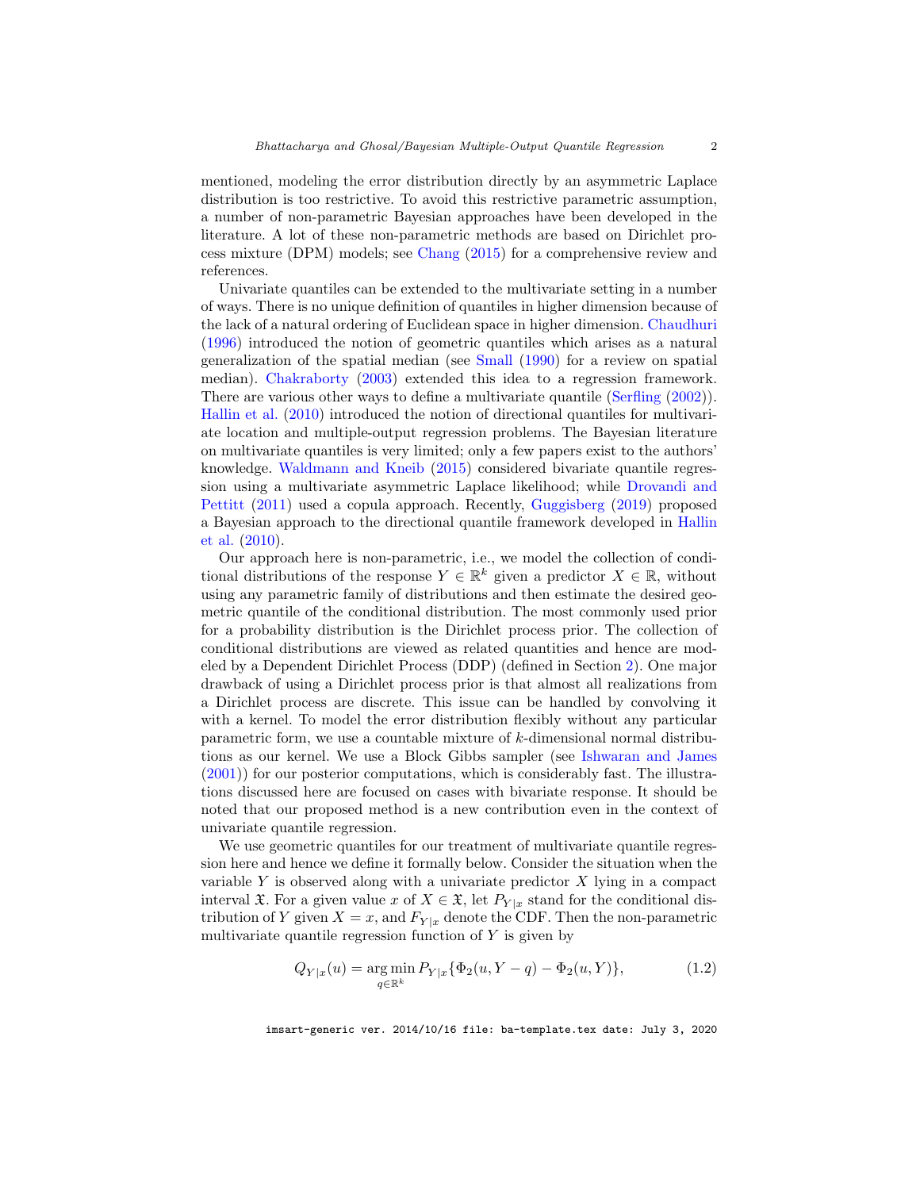mentioned, modeling the error distribution directly by an asymmetric Laplace distribution is too restrictive. To avoid this restrictive parametric assumption, a number of non-parametric Bayesian approaches have been developed in the literature. A lot of these non-parametric methods are based on Dirichlet process mixture (DPM) models; see Chang (2015) for a comprehensive review and references.

Univariate quantiles can be extended to the multivariate setting in a number of ways. There is no unique definition of quantiles in higher dimension because of the lack of a natural ordering of Euclidean space in higher dimension. Chaudhuri (1996) introduced the notion of geometric quantiles which arises as a natural generalization of the spatial median (see Small (1990) for a review on spatial median). Chakraborty (2003) extended this idea to a regression framework. There are various other ways to define a multivariate quantile (Serfling (2002)). Hallin et al. (2010) introduced the notion of directional quantiles for multivariate location and multiple-output regression problems. The Bayesian literature on multivariate quantiles is very limited; only a few papers exist to the authors' knowledge. Waldmann and Kneib (2015) considered bivariate quantile regression using a multivariate asymmetric Laplace likelihood; while Drovandi and Pettitt (2011) used a copula approach. Recently, Guggisberg (2019) proposed a Bayesian approach to the directional quantile framework developed in Hallin et al. (2010).

Our approach here is non-parametric, i.e., we model the collection of conditional distributions of the response $Y \in \mathbb{R}^k$ given a predictor $X \in \mathbb{R}$, without using any parametric family of distributions and then estimate the desired geometric quantile of the conditional distribution. The most commonly used prior for a probability distribution is the Dirichlet process prior. The collection of conditional distributions are viewed as related quantities and hence are modeled by a Dependent Dirichlet Process (DDP) (defined in Section 2). One major drawback of using a Dirichlet process prior is that almost all realizations from a Dirichlet process are discrete. This issue can be handled by convolving it with a kernel. To model the error distribution flexibly without any particular parametric form, we use a countable mixture of $k$-dimensional normal distributions as our kernel. We use a Block Gibbs sampler (see Ishwaran and James (2001)) for our posterior computations, which is considerably fast. The illustrations discussed here are focused on cases with bivariate response. It should be noted that our proposed method is a new contribution even in the context of univariate quantile regression.

We use geometric quantiles for our treatment of multivariate quantile regression here and hence we define it formally below. Consider the situation when the variable $Y$ is observed along with a univariate predictor $X$ lying in a compact interval $\mathfrak{X}$. For a given value $x$ of $X \in \mathfrak{X}$, let $P_{Y|x}$ stand for the conditional distribution of $Y$ given $X = x$, and $F_{Y|x}$ denote the CDF. Then the non-parametric multivariate quantile regression function of $Y$ is given by

$$Q_{Y|x}(u) = \underset{q \in \mathbb{R}^k}{\arg\min}\, P_{Y|x}\{\Phi_2(u, Y - q) - \Phi_2(u, Y)\}, \tag{1.2}$$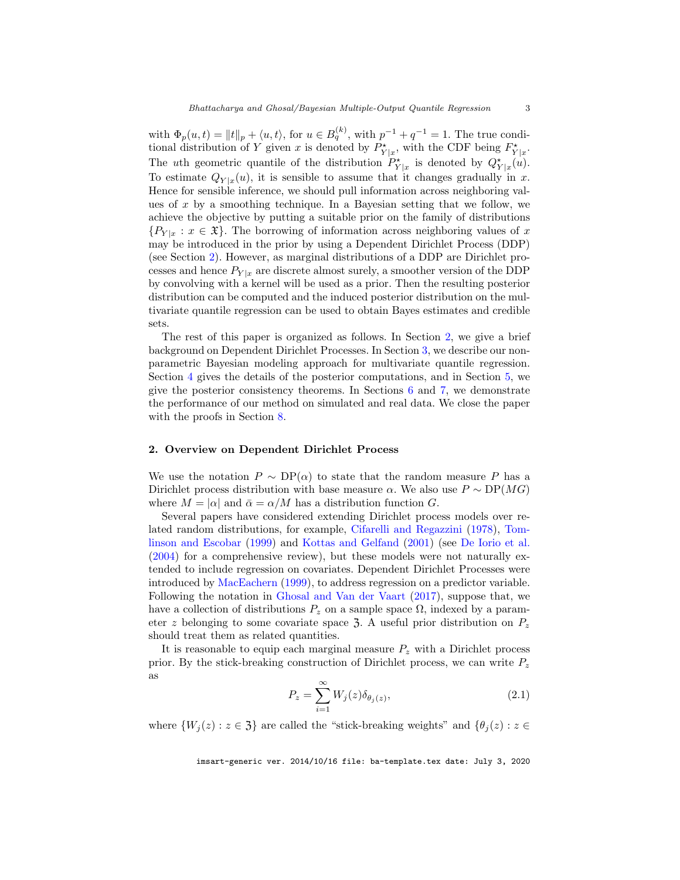with $\Phi_p(u,t) = \|t\|_p + \langle u, t\rangle$, for $u \in B_q^{(k)}$, with $p^{-1} + q^{-1} = 1$. The true conditional distribution of $Y$ given $x$ is denoted by $P^\star_{Y|x}$, with the CDF being $F^\star_{Y|x}$. The $u$th geometric quantile of the distribution $P^\star_{Y|x}$ is denoted by $Q^\star_{Y|x}(u)$. To estimate $Q_{Y|x}(u)$, it is sensible to assume that it changes gradually in $x$. Hence for sensible inference, we should pull information across neighboring values of $x$ by a smoothing technique. In a Bayesian setting that we follow, we achieve the objective by putting a suitable prior on the family of distributions $\{P_{Y|x} : x \in \mathfrak{X}\}$. The borrowing of information across neighboring values of $x$ may be introduced in the prior by using a Dependent Dirichlet Process (DDP) (see Section 2). However, as marginal distributions of a DDP are Dirichlet processes and hence $P_{Y|x}$ are discrete almost surely, a smoother version of the DDP by convolving with a kernel will be used as a prior. Then the resulting posterior distribution can be computed and the induced posterior distribution on the multivariate quantile regression can be used to obtain Bayes estimates and credible sets.

The rest of this paper is organized as follows. In Section 2, we give a brief background on Dependent Dirichlet Processes. In Section 3, we describe our nonparametric Bayesian modeling approach for multivariate quantile regression. Section 4 gives the details of the posterior computations, and in Section 5, we give the posterior consistency theorems. In Sections 6 and 7, we demonstrate the performance of our method on simulated and real data. We close the paper with the proofs in Section 8.

## 2. Overview on Dependent Dirichlet Process

We use the notation $P \sim \mathrm{DP}(\alpha)$ to state that the random measure $P$ has a Dirichlet process distribution with base measure $\alpha$. We also use $P \sim \mathrm{DP}(MG)$ where $M = |\alpha|$ and $\bar{\alpha} = \alpha/M$ has a distribution function $G$.

Several papers have considered extending Dirichlet process models over related random distributions, for example, Cifarelli and Regazzini (1978), Tomlinson and Escobar (1999) and Kottas and Gelfand (2001) (see De Iorio et al. (2004) for a comprehensive review), but these models were not naturally extended to include regression on covariates. Dependent Dirichlet Processes were introduced by MacEachern (1999), to address regression on a predictor variable. Following the notation in Ghosal and Van der Vaart (2017), suppose that, we have a collection of distributions $P_z$ on a sample space $\Omega$, indexed by a parameter $z$ belonging to some covariate space $\mathfrak{Z}$. A useful prior distribution on $P_z$ should treat them as related quantities.

It is reasonable to equip each marginal measure $P_z$ with a Dirichlet process prior. By the stick-breaking construction of Dirichlet process, we can write $P_z$ as

$$P_z = \sum_{i=1}^{\infty} W_j(z) \delta_{\theta_j(z)}, \tag{2.1}$$

where $\{W_j(z) : z \in \mathfrak{Z}\}$ are called the "stick-breaking weights" and $\{\theta_j(z) : z \in$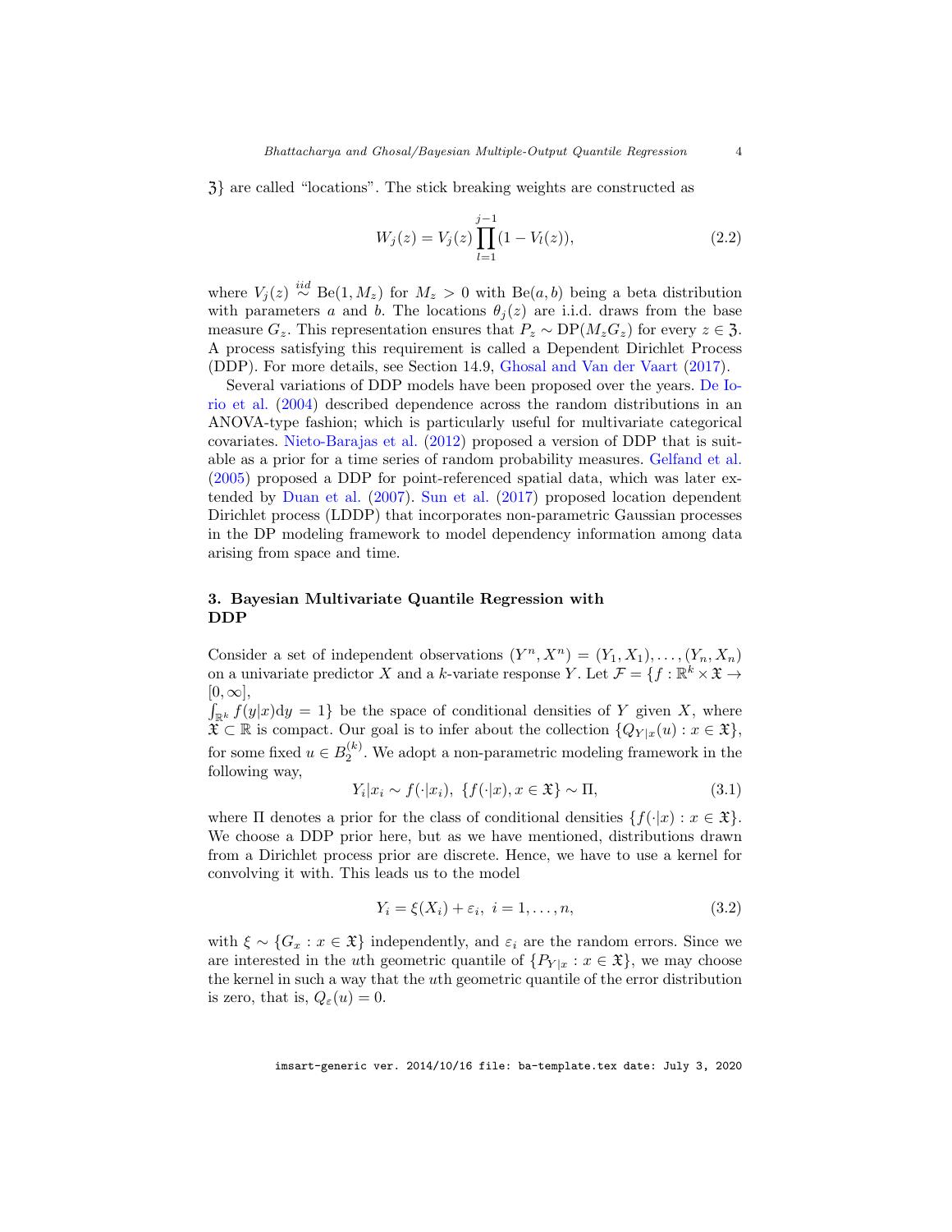$\mathfrak{Z}\}$ are called "locations". The stick breaking weights are constructed as

$$W_j(z) = V_j(z) \prod_{l=1}^{j-1} (1 - V_l(z)), \tag{2.2}$$

where $V_j(z) \overset{iid}{\sim} \mathrm{Be}(1, M_z)$ for $M_z > 0$ with $\mathrm{Be}(a, b)$ being a beta distribution with parameters $a$ and $b$. The locations $\theta_j(z)$ are i.i.d. draws from the base measure $G_z$. This representation ensures that $P_z \sim \mathrm{DP}(M_z G_z)$ for every $z \in \mathfrak{Z}$. A process satisfying this requirement is called a Dependent Dirichlet Process (DDP). For more details, see Section 14.9, Ghosal and Van der Vaart (2017).

Several variations of DDP models have been proposed over the years. De Iorio et al. (2004) described dependence across the random distributions in an ANOVA-type fashion; which is particularly useful for multivariate categorical covariates. Nieto-Barajas et al. (2012) proposed a version of DDP that is suitable as a prior for a time series of random probability measures. Gelfand et al. (2005) proposed a DDP for point-referenced spatial data, which was later extended by Duan et al. (2007). Sun et al. (2017) proposed location dependent Dirichlet process (LDDP) that incorporates non-parametric Gaussian processes in the DP modeling framework to model dependency information among data arising from space and time.

## 3. Bayesian Multivariate Quantile Regression with DDP

Consider a set of independent observations $(Y^n, X^n) = (Y_1, X_1), \ldots, (Y_n, X_n)$ on a univariate predictor $X$ and a $k$-variate response $Y$. Let $\mathcal{F} = \{f : \mathbb{R}^k \times \mathfrak{X} \to [0, \infty], \int_{\mathbb{R}^k} f(y|x)\mathrm{d}y = 1\}$ be the space of conditional densities of $Y$ given $X$, where $\mathfrak{X} \subset \mathbb{R}$ is compact. Our goal is to infer about the collection $\{Q_{Y|x}(u) : x \in \mathfrak{X}\}$, for some fixed $u \in B_2^{(k)}$. We adopt a non-parametric modeling framework in the following way,

$$Y_i | x_i \sim f(\cdot|x_i), \; \{f(\cdot|x), x \in \mathfrak{X}\} \sim \Pi, \tag{3.1}$$

where $\Pi$ denotes a prior for the class of conditional densities $\{f(\cdot|x) : x \in \mathfrak{X}\}$. We choose a DDP prior here, but as we have mentioned, distributions drawn from a Dirichlet process prior are discrete. Hence, we have to use a kernel for convolving it with. This leads us to the model

$$Y_i = \xi(X_i) + \varepsilon_i, \; i = 1, \ldots, n, \tag{3.2}$$

with $\xi \sim \{G_x : x \in \mathfrak{X}\}$ independently, and $\varepsilon_i$ are the random errors. Since we are interested in the $u$th geometric quantile of $\{P_{Y|x} : x \in \mathfrak{X}\}$, we may choose the kernel in such a way that the $u$th geometric quantile of the error distribution is zero, that is, $Q_\varepsilon(u) = 0$.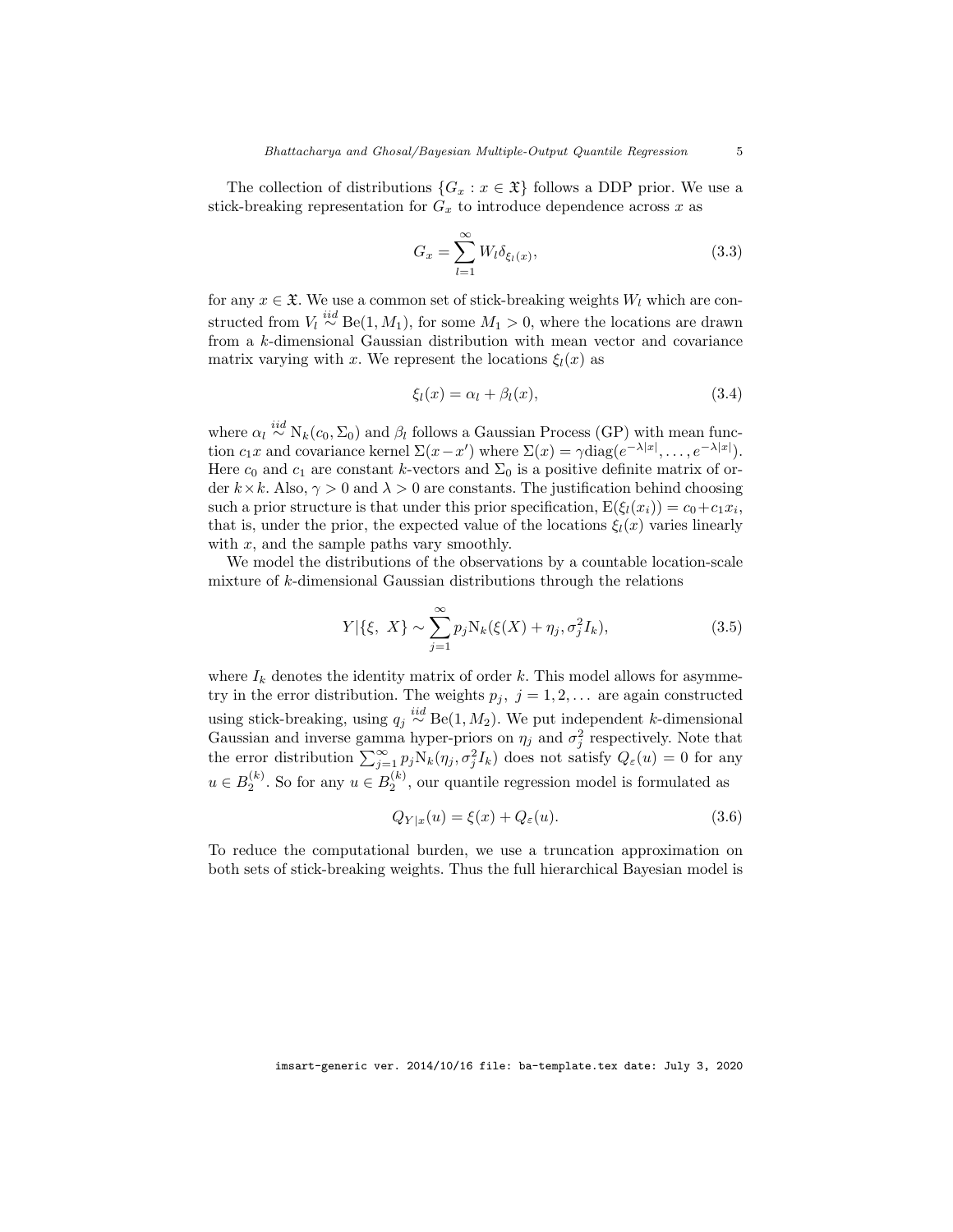The collection of distributions $\{G_x : x \in \mathfrak{X}\}$ follows a DDP prior. We use a stick-breaking representation for $G_x$ to introduce dependence across $x$ as

$$G_x = \sum_{l=1}^{\infty} W_l \delta_{\xi_l(x)}, \tag{3.3}$$

for any $x \in \mathfrak{X}$. We use a common set of stick-breaking weights $W_l$ which are constructed from $V_l \overset{iid}{\sim} \mathrm{Be}(1, M_1)$, for some $M_1 > 0$, where the locations are drawn from a $k$-dimensional Gaussian distribution with mean vector and covariance matrix varying with $x$. We represent the locations $\xi_l(x)$ as

$$\xi_l(x) = \alpha_l + \beta_l(x), \tag{3.4}$$

where $\alpha_l \overset{iid}{\sim} \mathrm{N}_k(c_0, \Sigma_0)$ and $\beta_l$ follows a Gaussian Process (GP) with mean function $c_1 x$ and covariance kernel $\Sigma(x - x')$ where $\Sigma(x) = \gamma \mathrm{diag}(e^{-\lambda|x|}, \ldots, e^{-\lambda|x|})$. Here $c_0$ and $c_1$ are constant $k$-vectors and $\Sigma_0$ is a positive definite matrix of order $k \times k$. Also, $\gamma > 0$ and $\lambda > 0$ are constants. The justification behind choosing such a prior structure is that under this prior specification, $\mathrm{E}(\xi_l(x_i)) = c_0 + c_1 x_i$, that is, under the prior, the expected value of the locations $\xi_l(x)$ varies linearly with $x$, and the sample paths vary smoothly.

We model the distributions of the observations by a countable location-scale mixture of $k$-dimensional Gaussian distributions through the relations

$$Y|\{\xi,\ X\} \sim \sum_{j=1}^{\infty} p_j \mathrm{N}_k(\xi(X) + \eta_j, \sigma_j^2 I_k), \tag{3.5}$$

where $I_k$ denotes the identity matrix of order $k$. This model allows for asymmetry in the error distribution. The weights $p_j,\ j = 1, 2, \ldots$ are again constructed using stick-breaking, using $q_j \overset{iid}{\sim} \mathrm{Be}(1, M_2)$. We put independent $k$-dimensional Gaussian and inverse gamma hyper-priors on $\eta_j$ and $\sigma_j^2$ respectively. Note that the error distribution $\sum_{j=1}^{\infty} p_j \mathrm{N}_k(\eta_j, \sigma_j^2 I_k)$ does not satisfy $Q_\varepsilon(u) = 0$ for any $u \in B_2^{(k)}$. So for any $u \in B_2^{(k)}$, our quantile regression model is formulated as

$$Q_{Y|x}(u) = \xi(x) + Q_\varepsilon(u). \tag{3.6}$$

To reduce the computational burden, we use a truncation approximation on both sets of stick-breaking weights. Thus the full hierarchical Bayesian model is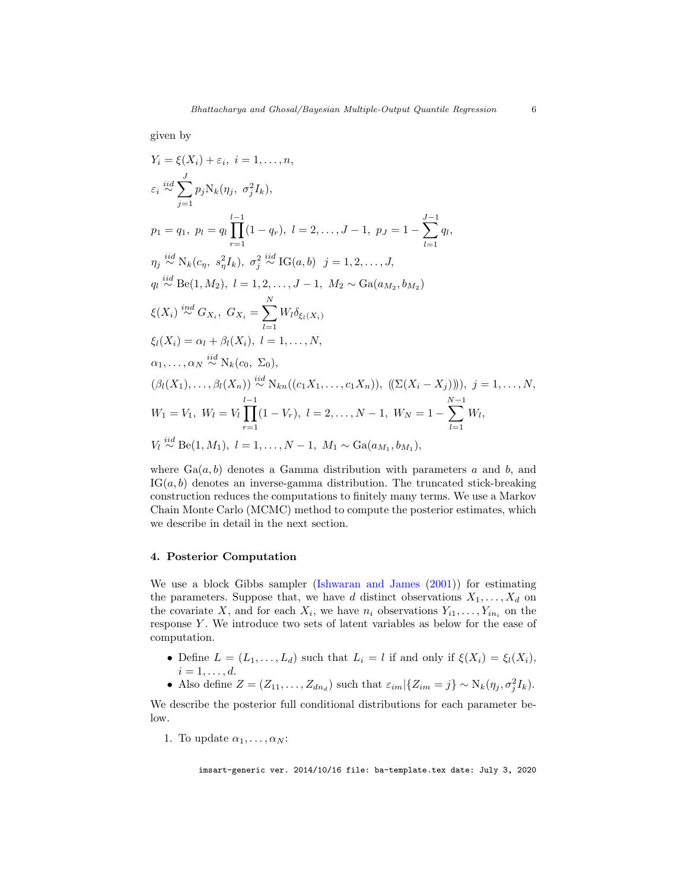given by

$$
\begin{aligned}
&Y_i = \xi(X_i) + \varepsilon_i,\ i = 1, \ldots, n,\\
&\varepsilon_i \overset{iid}{\sim} \sum_{j=1}^{J} p_j \mathrm{N}_k(\eta_j,\ \sigma_j^2 I_k),\\
&p_1 = q_1,\ p_l = q_l \prod_{r=1}^{l-1}(1-q_r),\ l = 2, \ldots, J-1,\ p_J = 1 - \sum_{l=1}^{J-1} q_l,\\
&\eta_j \overset{iid}{\sim} \mathrm{N}_k(c_\eta,\ s_\eta^2 I_k),\ \sigma_j^2 \overset{iid}{\sim} \mathrm{IG}(a,b)\ \ j = 1, 2, \ldots, J,\\
&q_l \overset{iid}{\sim} \mathrm{Be}(1, M_2),\ l = 1, 2, \ldots, J-1,\ M_2 \sim \mathrm{Ga}(a_{M_2}, b_{M_2})\\
&\xi(X_i) \overset{ind}{\sim} G_{X_i},\ G_{X_i} = \sum_{l=1}^{N} W_l \delta_{\xi_l(X_i)}\\
&\xi_l(X_i) = \alpha_l + \beta_l(X_i),\ l = 1, \ldots, N,\\
&\alpha_1, \ldots, \alpha_N \overset{iid}{\sim} \mathrm{N}_k(c_0,\ \Sigma_0),\\
&(\beta_l(X_1), \ldots, \beta_l(X_n)) \overset{iid}{\sim} \mathrm{N}_{kn}((c_1 X_1, \ldots, c_1 X_n)),\ ((\Sigma(X_i - X_j)))),\ j = 1, \ldots, N,\\
&W_1 = V_1,\ W_l = V_l \prod_{r=1}^{l-1}(1-V_r),\ l = 2, \ldots, N-1,\ W_N = 1 - \sum_{l=1}^{N-1} W_l,\\
&V_l \overset{iid}{\sim} \mathrm{Be}(1, M_1),\ l = 1, \ldots, N-1,\ M_1 \sim \mathrm{Ga}(a_{M_1}, b_{M_1}),
\end{aligned}
$$

where $\mathrm{Ga}(a,b)$ denotes a Gamma distribution with parameters $a$ and $b$, and $\mathrm{IG}(a,b)$ denotes an inverse-gamma distribution. The truncated stick-breaking construction reduces the computations to finitely many terms. We use a Markov Chain Monte Carlo (MCMC) method to compute the posterior estimates, which we describe in detail in the next section.

## 4. Posterior Computation

We use a block Gibbs sampler (Ishwaran and James (2001)) for estimating the parameters. Suppose that, we have $d$ distinct observations $X_1, \ldots, X_d$ on the covariate $X$, and for each $X_i$, we have $n_i$ observations $Y_{i1}, \ldots, Y_{in_i}$ on the response $Y$. We introduce two sets of latent variables as below for the ease of computation.

- Define $L = (L_1, \ldots, L_d)$ such that $L_i = l$ if and only if $\xi(X_i) = \xi_l(X_i)$, $i = 1, \ldots, d$.
- Also define $Z = (Z_{11}, \ldots, Z_{dn_d})$ such that $\varepsilon_{im} | \{Z_{im} = j\} \sim \mathrm{N}_k(\eta_j, \sigma_j^2 I_k)$.

We describe the posterior full conditional distributions for each parameter below.

1. To update $\alpha_1, \ldots, \alpha_N$: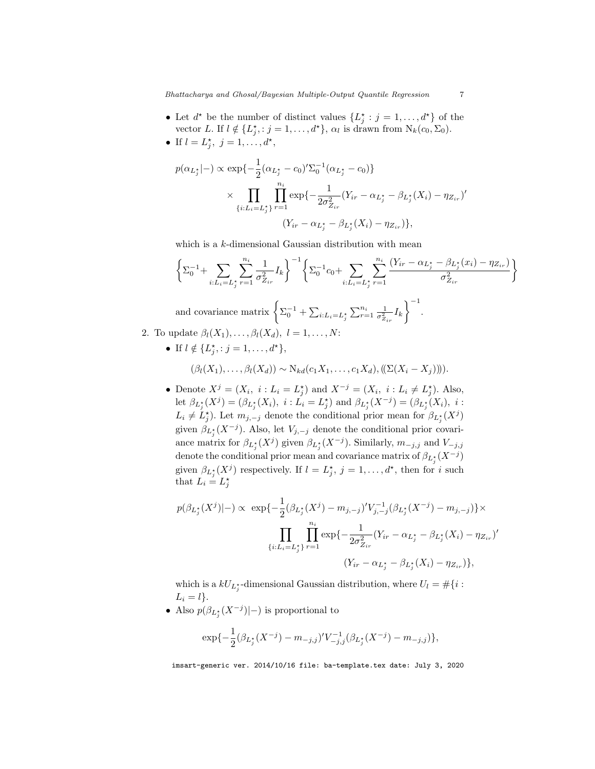- Let $d^\star$ be the number of distinct values $\{L_j^\star : j = 1, \ldots, d^\star\}$ of the vector $L$. If $l \notin \{L_j^\star, : j = 1, \ldots, d^\star\}$, $\alpha_l$ is drawn from $\mathrm{N}_k(c_0, \Sigma_0)$.
- If $l = L_j^\star,\ j = 1, \ldots, d^\star$,

$$
\begin{aligned}
p(\alpha_{L_j^\star}|-) \propto \exp\{-\frac{1}{2}(\alpha_{L_j^\star} - c_0)'\Sigma_0^{-1}(\alpha_{L_j^\star} - c_0)\} \\
\times \prod_{\{i:L_i = L_j^\star\}} \prod_{r=1}^{n_i} \exp\{-\frac{1}{2\sigma^2_{Z_{ir}}}(Y_{ir} - \alpha_{L_j^\star} - \beta_{L_j^\star}(X_i) - \eta_{Z_{ir}})' \\
(Y_{ir} - \alpha_{L_j^\star} - \beta_{L_j^\star}(X_i) - \eta_{Z_{ir}})\},
\end{aligned}
$$

which is a $k$-dimensional Gaussian distribution with mean

$$
\left\{\Sigma_0^{-1} + \sum_{i:L_i = L_j^\star} \sum_{r=1}^{n_i} \frac{1}{\sigma^2_{Z_{ir}}} I_k \right\}^{-1} \left\{\Sigma_0^{-1}c_0 + \sum_{i:L_i = L_j^\star} \sum_{r=1}^{n_i} \frac{(Y_{ir} - \alpha_{L_j^\star} - \beta_{L_j^\star}(x_i) - \eta_{Z_{ir}})}{\sigma^2_{Z_{ir}}}\right\}
$$

and covariance matrix $\left\{\Sigma_0^{-1} + \sum_{i:L_i = L_j^\star} \sum_{r=1}^{n_i} \frac{1}{\sigma^2_{Z_{ir}}} I_k \right\}^{-1}$.

2. To update $\beta_l(X_1), \ldots, \beta_l(X_d),\ l = 1, \ldots, N$:
   - If $l \notin \{L_j^\star, : j = 1, \ldots, d^\star\}$,

   $$
   (\beta_l(X_1), \ldots, \beta_l(X_d)) \sim \mathrm{N}_{kd}(c_1 X_1, \ldots, c_1 X_d), ((\Sigma(X_i - X_j)))).
   $$

   - Denote $X^j = (X_i,\ i : L_i = L_j^\star)$ and $X^{-j} = (X_i,\ i : L_i \neq L_j^\star)$. Also, let $\beta_{L_j^\star}(X^j) = (\beta_{L_j^\star}(X_i),\ i : L_i = L_j^\star)$ and $\beta_{L_j^\star}(X^{-j}) = (\beta_{L_j^\star}(X_i),\ i : L_i \neq L_j^\star)$. Let $m_{j,-j}$ denote the conditional prior mean for $\beta_{L_j^\star}(X^j)$ given $\beta_{L_j^\star}(X^{-j})$. Also, let $V_{j,-j}$ denote the conditional prior covariance matrix for $\beta_{L_j^\star}(X^j)$ given $\beta_{L_j^\star}(X^{-j})$. Similarly, $m_{-j,j}$ and $V_{-j,j}$ denote the conditional prior mean and covariance matrix of $\beta_{L_j^\star}(X^{-j})$ given $\beta_{L_j^\star}(X^j)$ respectively. If $l = L_j^\star,\ j = 1, \ldots, d^\star$, then for $i$ such that $L_i = L_j^\star$

   $$
   \begin{aligned}
   p(\beta_{L_j^\star}(X^j)|-) \propto\ \exp\{-\frac{1}{2}(\beta_{L_j^\star}(X^j) - m_{j,-j})'V_{j,-j}^{-1}(\beta_{L_j^\star}(X^{-j}) - m_{j,-j})\} \times \\
   \prod_{\{i:L_i = L_j^\star\}} \prod_{r=1}^{n_i} \exp\{-\frac{1}{2\sigma^2_{Z_{ir}}}(Y_{ir} - \alpha_{L_j^\star} - \beta_{L_j^\star}(X_i) - \eta_{Z_{ir}})' \\
   (Y_{ir} - \alpha_{L_j^\star} - \beta_{L_j^\star}(X_i) - \eta_{Z_{ir}})\},
   \end{aligned}
   $$

   which is a $kU_{L_j^\star}$-dimensional Gaussian distribution, where $U_l = \#\{i : L_i = l\}$.

   - Also $p(\beta_{L_j^\star}(X^{-j})|-)$ is proportional to

   $$
   \exp\{-\frac{1}{2}(\beta_{L_j^\star}(X^{-j}) - m_{-j,j})'V_{-j,j}^{-1}(\beta_{L_j^\star}(X^{-j}) - m_{-j,j})\},
   $$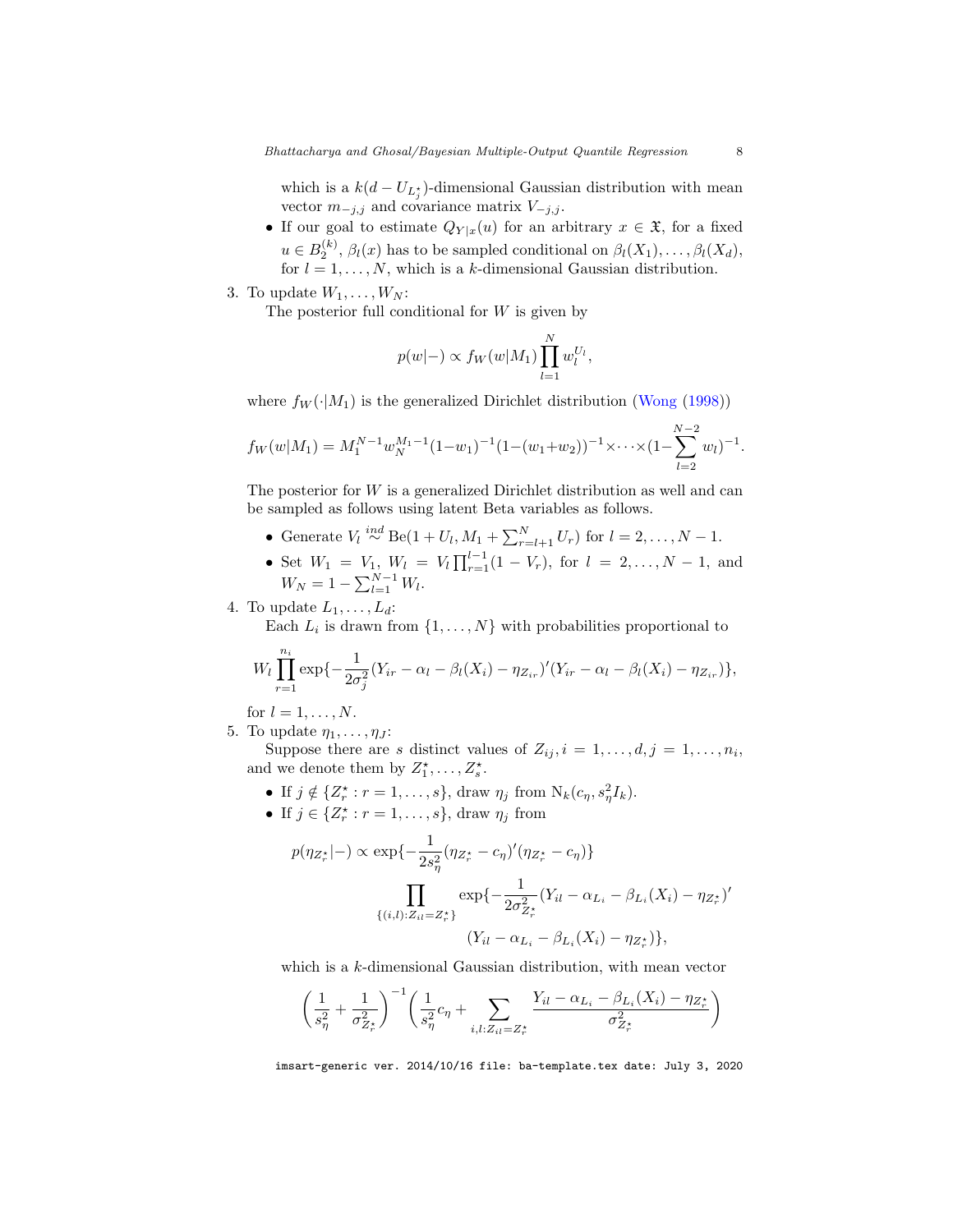which is a $k(d - U_{L_j^\star})$-dimensional Gaussian distribution with mean vector $m_{-j,j}$ and covariance matrix $V_{-j,j}$.

- If our goal to estimate $Q_{Y|x}(u)$ for an arbitrary $x \in \mathfrak{X}$, for a fixed $u \in B_2^{(k)}$, $\beta_l(x)$ has to be sampled conditional on $\beta_l(X_1), \ldots, \beta_l(X_d)$, for $l = 1, \ldots, N$, which is a $k$-dimensional Gaussian distribution.

3. To update $W_1, \ldots, W_N$:
   The posterior full conditional for $W$ is given by

$$p(w|-) \propto f_W(w|M_1) \prod_{l=1}^{N} w_l^{U_l},$$

where $f_W(\cdot|M_1)$ is the generalized Dirichlet distribution (Wong (1998))

$$f_W(w|M_1) = M_1^{N-1} w_N^{M_1-1}(1-w_1)^{-1}(1-(w_1+w_2))^{-1} \times \cdots \times (1-\sum_{l=2}^{N-2} w_l)^{-1}.$$

The posterior for $W$ is a generalized Dirichlet distribution as well and can be sampled as follows using latent Beta variables as follows.

- Generate $V_l \overset{ind}{\sim} \mathrm{Be}(1 + U_l, M_1 + \sum_{r=l+1}^{N} U_r)$ for $l = 2, \ldots, N-1$.
- Set $W_1 = V_1$, $W_l = V_l \prod_{r=1}^{l-1}(1 - V_r)$, for $l = 2, \ldots, N-1$, and $W_N = 1 - \sum_{l=1}^{N-1} W_l$.

4. To update $L_1, \ldots, L_d$:
   Each $L_i$ is drawn from $\{1, \ldots, N\}$ with probabilities proportional to

$$W_l \prod_{r=1}^{n_i} \exp\{-\frac{1}{2\sigma_j^2}(Y_{ir} - \alpha_l - \beta_l(X_i) - \eta_{Z_{ir}})'(Y_{ir} - \alpha_l - \beta_l(X_i) - \eta_{Z_{ir}})\},$$

for $l = 1, \ldots, N$.

5. To update $\eta_1, \ldots, \eta_J$:
   Suppose there are $s$ distinct values of $Z_{ij}, i = 1, \ldots, d, j = 1, \ldots, n_i$, and we denote them by $Z_1^\star, \ldots, Z_s^\star$.

- If $j \notin \{Z_r^\star : r = 1, \ldots, s\}$, draw $\eta_j$ from $\mathrm{N}_k(c_\eta, s_\eta^2 I_k)$.
- If $j \in \{Z_r^\star : r = 1, \ldots, s\}$, draw $\eta_j$ from

$$p(\eta_{Z_r^\star}|-) \propto \exp\{-\frac{1}{2s_\eta^2}(\eta_{Z_r^\star} - c_\eta)'(\eta_{Z_r^\star} - c_\eta)\}$$
$$\prod_{\{(i,l):Z_{il}=Z_r^\star\}} \exp\{-\frac{1}{2\sigma_{Z_r^\star}^2}(Y_{il} - \alpha_{L_i} - \beta_{L_i}(X_i) - \eta_{Z_r^\star})'$$
$$(Y_{il} - \alpha_{L_i} - \beta_{L_i}(X_i) - \eta_{Z_r^\star})\},$$

which is a $k$-dimensional Gaussian distribution, with mean vector

$$\left(\frac{1}{s_\eta^2} + \frac{1}{\sigma_{Z_r^\star}^2}\right)^{-1}\left(\frac{1}{s_\eta^2}c_\eta + \sum_{i,l:Z_{il}=Z_r^\star} \frac{Y_{il} - \alpha_{L_i} - \beta_{L_i}(X_i) - \eta_{Z_r^\star}}{\sigma_{Z_r^\star}^2}\right)$$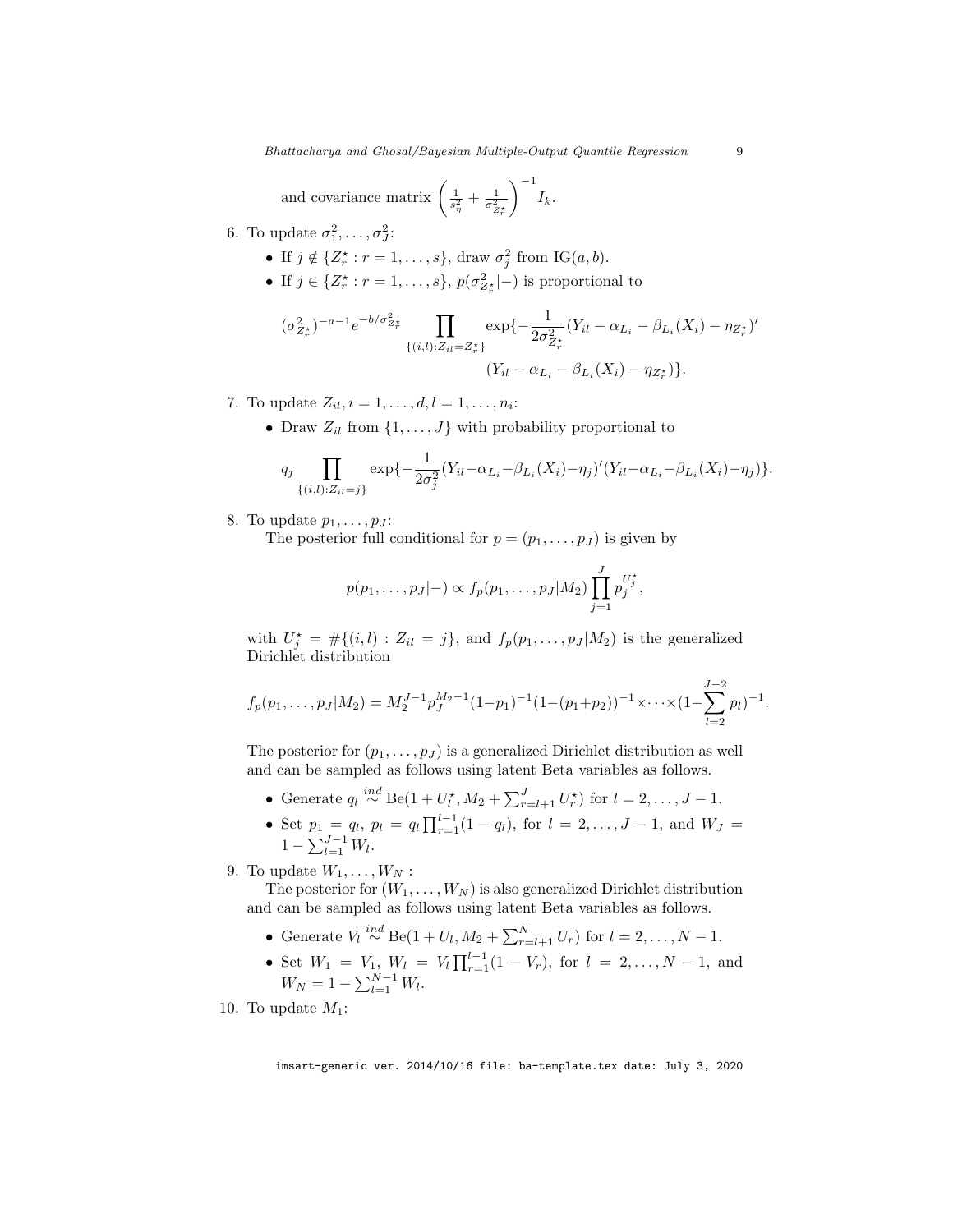and covariance matrix $\left(\frac{1}{s_\eta^2}+\frac{1}{\sigma^2_{Z_r^\star}}\right)^{-1} I_k$.

6. To update $\sigma_1^2,\ldots,\sigma_J^2$:
   - If $j \notin \{Z_r^\star : r=1,\ldots,s\}$, draw $\sigma_j^2$ from $\mathrm{IG}(a,b)$.
   - If $j \in \{Z_r^\star : r=1,\ldots,s\}$, $p(\sigma^2_{Z_r^\star}|-)$ is proportional to

$$(\sigma^2_{Z_r^\star})^{-a-1} e^{-b/\sigma^2_{Z_r^\star}} \prod_{\{(i,l):Z_{il}=Z_r^\star\}} \exp\{-\frac{1}{2\sigma^2_{Z_r^\star}}(Y_{il}-\alpha_{L_i}-\beta_{L_i}(X_i)-\eta_{Z_r^\star})' (Y_{il}-\alpha_{L_i}-\beta_{L_i}(X_i)-\eta_{Z_r^\star})\}.$$

7. To update $Z_{il}, i=1,\ldots,d, l=1,\ldots,n_i$:
   - Draw $Z_{il}$ from $\{1,\ldots,J\}$ with probability proportional to

$$q_j \prod_{\{(i,l):Z_{il}=j\}} \exp\{-\frac{1}{2\sigma_j^2}(Y_{il}-\alpha_{L_i}-\beta_{L_i}(X_i)-\eta_j)'(Y_{il}-\alpha_{L_i}-\beta_{L_i}(X_i)-\eta_j)\}.$$

8. To update $p_1,\ldots,p_J$:
   The posterior full conditional for $p=(p_1,\ldots,p_J)$ is given by

$$p(p_1,\ldots,p_J|-) \propto f_p(p_1,\ldots,p_J|M_2)\prod_{j=1}^J p_j^{U_j^\star},$$

   with $U_j^\star = \#\{(i,l) : Z_{il}=j\}$, and $f_p(p_1,\ldots,p_J|M_2)$ is the generalized Dirichlet distribution

$$f_p(p_1,\ldots,p_J|M_2) = M_2^{J-1} p_J^{M_2-1}(1-p_1)^{-1}(1-(p_1+p_2))^{-1}\times\cdots\times(1-\sum_{l=2}^{J-2} p_l)^{-1}.$$

   The posterior for $(p_1,\ldots,p_J)$ is a generalized Dirichlet distribution as well and can be sampled as follows using latent Beta variables as follows.
   - Generate $q_l \overset{ind}{\sim} \mathrm{Be}(1+U_l^\star, M_2+\sum_{r=l+1}^J U_r^\star)$ for $l=2,\ldots,J-1$.
   - Set $p_1=q_l$, $p_l = q_l\prod_{r=1}^{l-1}(1-q_l)$, for $l=2,\ldots,J-1$, and $W_J = 1-\sum_{l=1}^{J-1} W_l$.

9. To update $W_1,\ldots,W_N$ :
   The posterior for $(W_1,\ldots,W_N)$ is also generalized Dirichlet distribution and can be sampled as follows using latent Beta variables as follows.
   - Generate $V_l \overset{ind}{\sim} \mathrm{Be}(1+U_l, M_2+\sum_{r=l+1}^N U_r)$ for $l=2,\ldots,N-1$.
   - Set $W_1=V_1$, $W_l = V_l\prod_{r=1}^{l-1}(1-V_r)$, for $l=2,\ldots,N-1$, and $W_N = 1-\sum_{l=1}^{N-1} W_l$.

10. To update $M_1$: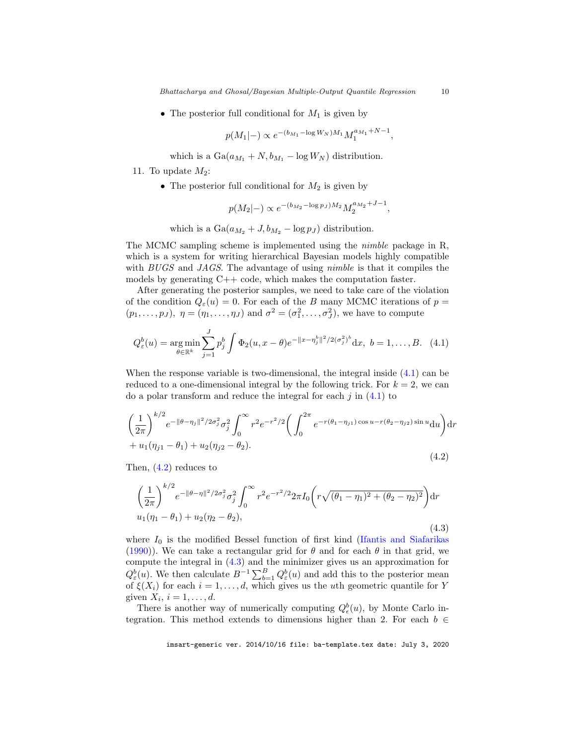- The posterior full conditional for $M_1$ is given by

$$p(M_1|-) \propto e^{-(b_{M_1} - \log W_N) M_1} M_1^{a_{M_1}+N-1},$$

  which is a $\mathrm{Ga}(a_{M_1} + N, b_{M_1} - \log W_N)$ distribution.

11. To update $M_2$:
    - The posterior full conditional for $M_2$ is given by

$$p(M_2|-) \propto e^{-(b_{M_2} - \log p_J) M_2} M_2^{a_{M_2}+J-1},$$

      which is a $\mathrm{Ga}(a_{M_2} + J, b_{M_2} - \log p_J)$ distribution.

The MCMC sampling scheme is implemented using the *nimble* package in R, which is a system for writing hierarchical Bayesian models highly compatible with *BUGS* and *JAGS*. The advantage of using *nimble* is that it compiles the models by generating C++ code, which makes the computation faster.

After generating the posterior samples, we need to take care of the violation of the condition $Q_\varepsilon(u) = 0$. For each of the $B$ many MCMC iterations of $p = (p_1, \ldots, p_J)$, $\eta = (\eta_1, \ldots, \eta_J)$ and $\sigma^2 = (\sigma_1^2, \ldots, \sigma_J^2)$, we have to compute

$$Q_\varepsilon^b(u) = \operatorname*{arg\,min}_{\theta \in \mathbb{R}^k} \sum_{j=1}^{J} p_j^b \int \Phi_2(u, x - \theta) e^{-\|x - \eta_j^b\|^2 / 2(\sigma_j^2)^b} \mathrm{d}x, \; b = 1, \ldots, B. \quad (4.1)$$

When the response variable is two-dimensional, the integral inside (4.1) can be reduced to a one-dimensional integral by the following trick. For $k = 2$, we can do a polar transform and reduce the integral for each $j$ in (4.1) to

$$\begin{aligned}&\left(\frac{1}{2\pi}\right)^{k/2} e^{-\|\theta - \eta_j\|^2/2\sigma_j^2} \sigma_j^2 \int_0^\infty r^2 e^{-r^2/2} \left( \int_0^{2\pi} e^{-r(\theta_1 - \eta_{j1})\cos u - r(\theta_2 - \eta_{j2})\sin u} \mathrm{d}u \right) \mathrm{d}r \\ &+ u_1(\eta_{j1} - \theta_1) + u_2(\eta_{j2} - \theta_2).\end{aligned} \quad (4.2)$$

Then, (4.2) reduces to

$$\begin{aligned}&\left(\frac{1}{2\pi}\right)^{k/2} e^{-\|\theta - \eta\|^2/2\sigma_j^2} \sigma_j^2 \int_0^\infty r^2 e^{-r^2/2} 2\pi I_0 \left( r\sqrt{(\theta_1 - \eta_1)^2 + (\theta_2 - \eta_2)^2} \right) \mathrm{d}r \\ &u_1(\eta_1 - \theta_1) + u_2(\eta_2 - \theta_2),\end{aligned} \quad (4.3)$$

where $I_0$ is the modified Bessel function of first kind (Ifantis and Siafarikas (1990)). We can take a rectangular grid for $\theta$ and for each $\theta$ in that grid, we compute the integral in (4.3) and the minimizer gives us an approximation for $Q_\varepsilon^b(u)$. We then calculate $B^{-1} \sum_{b=1}^{B} Q_\varepsilon^b(u)$ and add this to the posterior mean of $\xi(X_i)$ for each $i = 1, \ldots, d$, which gives us the $u$th geometric quantile for $Y$ given $X_i$, $i = 1, \ldots, d$.

There is another way of numerically computing $Q_\epsilon^b(u)$, by Monte Carlo integration. This method extends to dimensions higher than 2. For each $b \in$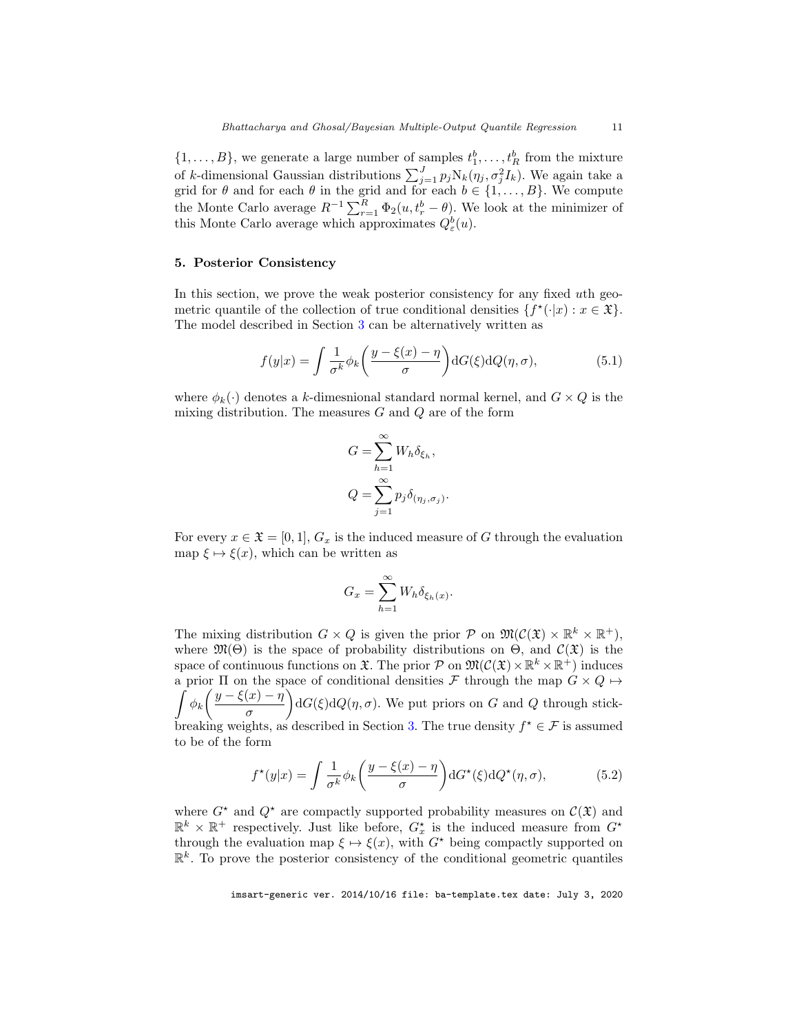$\{1, \ldots, B\}$, we generate a large number of samples $t_1^b, \ldots, t_R^b$ from the mixture of $k$-dimensional Gaussian distributions $\sum_{j=1}^J p_j \mathrm{N}_k(\eta_j, \sigma_j^2 I_k)$. We again take a grid for $\theta$ and for each $\theta$ in the grid and for each $b \in \{1, \ldots, B\}$. We compute the Monte Carlo average $R^{-1} \sum_{r=1}^R \Phi_2(u, t_r^b - \theta)$. We look at the minimizer of this Monte Carlo average which approximates $Q_\varepsilon^b(u)$.

## 5. Posterior Consistency

In this section, we prove the weak posterior consistency for any fixed $u$th geometric quantile of the collection of true conditional densities $\{f^\star(\cdot|x) : x \in \mathfrak{X}\}$. The model described in Section 3 can be alternatively written as

$$f(y|x) = \int \frac{1}{\sigma^k} \phi_k\bigg(\frac{y - \xi(x) - \eta}{\sigma}\bigg) \mathrm{d}G(\xi) \mathrm{d}Q(\eta, \sigma), \tag{5.1}$$

where $\phi_k(\cdot)$ denotes a $k$-dimesnional standard normal kernel, and $G \times Q$ is the mixing distribution. The measures $G$ and $Q$ are of the form

$$G = \sum_{h=1}^\infty W_h \delta_{\xi_h},$$
$$Q = \sum_{j=1}^\infty p_j \delta_{(\eta_j, \sigma_j)}.$$

For every $x \in \mathfrak{X} = [0, 1]$, $G_x$ is the induced measure of $G$ through the evaluation map $\xi \mapsto \xi(x)$, which can be written as

$$G_x = \sum_{h=1}^\infty W_h \delta_{\xi_h(x)}.$$

The mixing distribution $G \times Q$ is given the prior $\mathcal{P}$ on $\mathfrak{M}(\mathcal{C}(\mathfrak{X}) \times \mathbb{R}^k \times \mathbb{R}^+)$, where $\mathfrak{M}(\Theta)$ is the space of probability distributions on $\Theta$, and $\mathcal{C}(\mathfrak{X})$ is the space of continuous functions on $\mathfrak{X}$. The prior $\mathcal{P}$ on $\mathfrak{M}(\mathcal{C}(\mathfrak{X}) \times \mathbb{R}^k \times \mathbb{R}^+)$ induces a prior $\Pi$ on the space of conditional densities $\mathcal{F}$ through the map $G \times Q \mapsto \displaystyle\int \phi_k\bigg(\frac{y - \xi(x) - \eta}{\sigma}\bigg) \mathrm{d}G(\xi) \mathrm{d}Q(\eta, \sigma)$. We put priors on $G$ and $Q$ through stick-breaking weights, as described in Section 3. The true density $f^\star \in \mathcal{F}$ is assumed to be of the form

$$f^\star(y|x) = \int \frac{1}{\sigma^k} \phi_k\bigg(\frac{y - \xi(x) - \eta}{\sigma}\bigg) \mathrm{d}G^\star(\xi) \mathrm{d}Q^\star(\eta, \sigma), \tag{5.2}$$

where $G^\star$ and $Q^\star$ are compactly supported probability measures on $\mathcal{C}(\mathfrak{X})$ and $\mathbb{R}^k \times \mathbb{R}^+$ respectively. Just like before, $G_x^\star$ is the induced measure from $G^\star$ through the evaluation map $\xi \mapsto \xi(x)$, with $G^\star$ being compactly supported on $\mathbb{R}^k$. To prove the posterior consistency of the conditional geometric quantiles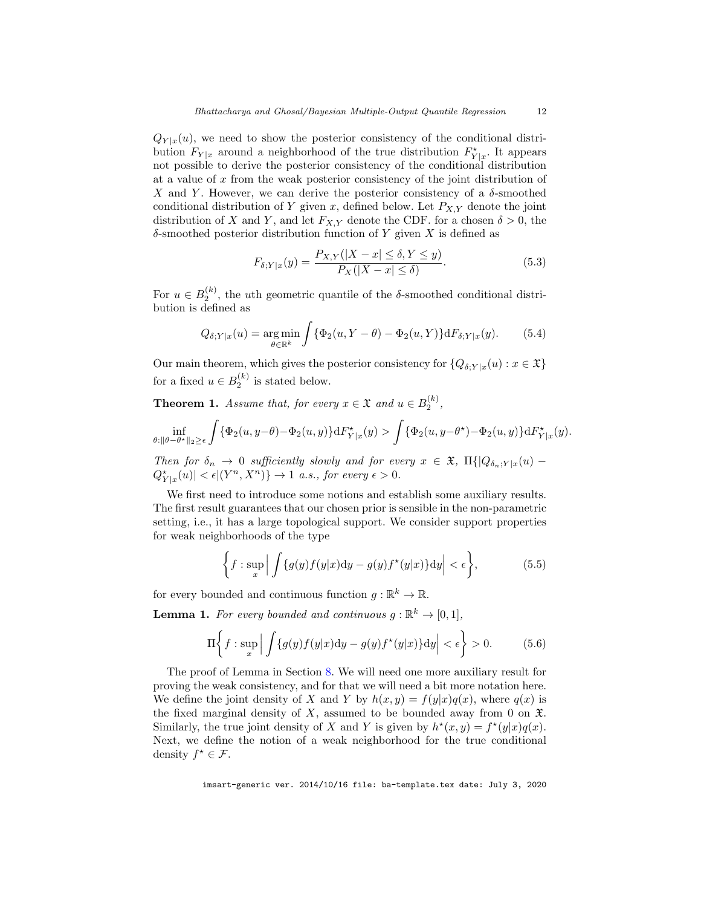$Q_{Y|x}(u)$, we need to show the posterior consistency of the conditional distribution $F_{Y|x}$ around a neighborhood of the true distribution $F^{\star}_{Y|x}$. It appears not possible to derive the posterior consistency of the conditional distribution at a value of $x$ from the weak posterior consistency of the joint distribution of $X$ and $Y$. However, we can derive the posterior consistency of a $\delta$-smoothed conditional distribution of $Y$ given $x$, defined below. Let $P_{X,Y}$ denote the joint distribution of $X$ and $Y$, and let $F_{X,Y}$ denote the CDF. for a chosen $\delta > 0$, the $\delta$-smoothed posterior distribution function of $Y$ given $X$ is defined as

$$F_{\delta;Y|x}(y) = \frac{P_{X,Y}(|X - x| \leq \delta, Y \leq y)}{P_X(|X - x| \leq \delta)}. \tag{5.3}$$

For $u \in B_2^{(k)}$, the $u$th geometric quantile of the $\delta$-smoothed conditional distribution is defined as

$$Q_{\delta;Y|x}(u) = \underset{\theta \in \mathbb{R}^k}{\arg\min} \int \{\Phi_2(u, Y - \theta) - \Phi_2(u, Y)\} \mathrm{d}F_{\delta;Y|x}(y). \tag{5.4}$$

Our main theorem, which gives the posterior consistency for $\{Q_{\delta;Y|x}(u) : x \in \mathfrak{X}\}$ for a fixed $u \in B_2^{(k)}$ is stated below.

**Theorem 1.** *Assume that, for every $x \in \mathfrak{X}$ and $u \in B_2^{(k)}$,*

$$\inf_{\theta: \|\theta - \theta^\star\|_2 \geq \epsilon} \int \{\Phi_2(u, y - \theta) - \Phi_2(u, y)\} \mathrm{d}F^\star_{Y|x}(y) > \int \{\Phi_2(u, y - \theta^\star) - \Phi_2(u, y)\} \mathrm{d}F^\star_{Y|x}(y).$$

*Then for $\delta_n \to 0$ sufficiently slowly and for every $x \in \mathfrak{X}$, $\Pi\{|Q_{\delta_n;Y|x}(u) - Q^\star_{Y|x}(u)| < \epsilon | (Y^n, X^n)\} \to 1$ a.s., for every $\epsilon > 0$.*

We first need to introduce some notions and establish some auxiliary results. The first result guarantees that our chosen prior is sensible in the non-parametric setting, i.e., it has a large topological support. We consider support properties for weak neighborhoods of the type

$$\left\{ f : \sup_x \left| \int \{g(y) f(y|x) \mathrm{d}y - g(y) f^\star(y|x)\} \mathrm{d}y \right| < \epsilon \right\}, \tag{5.5}$$

for every bounded and continuous function $g : \mathbb{R}^k \to \mathbb{R}$.

**Lemma 1.** *For every bounded and continuous $g : \mathbb{R}^k \to [0, 1]$,*

$$\Pi \left\{ f : \sup_x \left| \int \{g(y) f(y|x) \mathrm{d}y - g(y) f^\star(y|x)\} \mathrm{d}y \right| < \epsilon \right\} > 0. \tag{5.6}$$

The proof of Lemma in Section 8. We will need one more auxiliary result for proving the weak consistency, and for that we will need a bit more notation here. We define the joint density of $X$ and $Y$ by $h(x, y) = f(y|x)q(x)$, where $q(x)$ is the fixed marginal density of $X$, assumed to be bounded away from 0 on $\mathfrak{X}$. Similarly, the true joint density of $X$ and $Y$ is given by $h^\star(x, y) = f^\star(y|x)q(x)$. Next, we define the notion of a weak neighborhood for the true conditional density $f^\star \in \mathcal{F}$.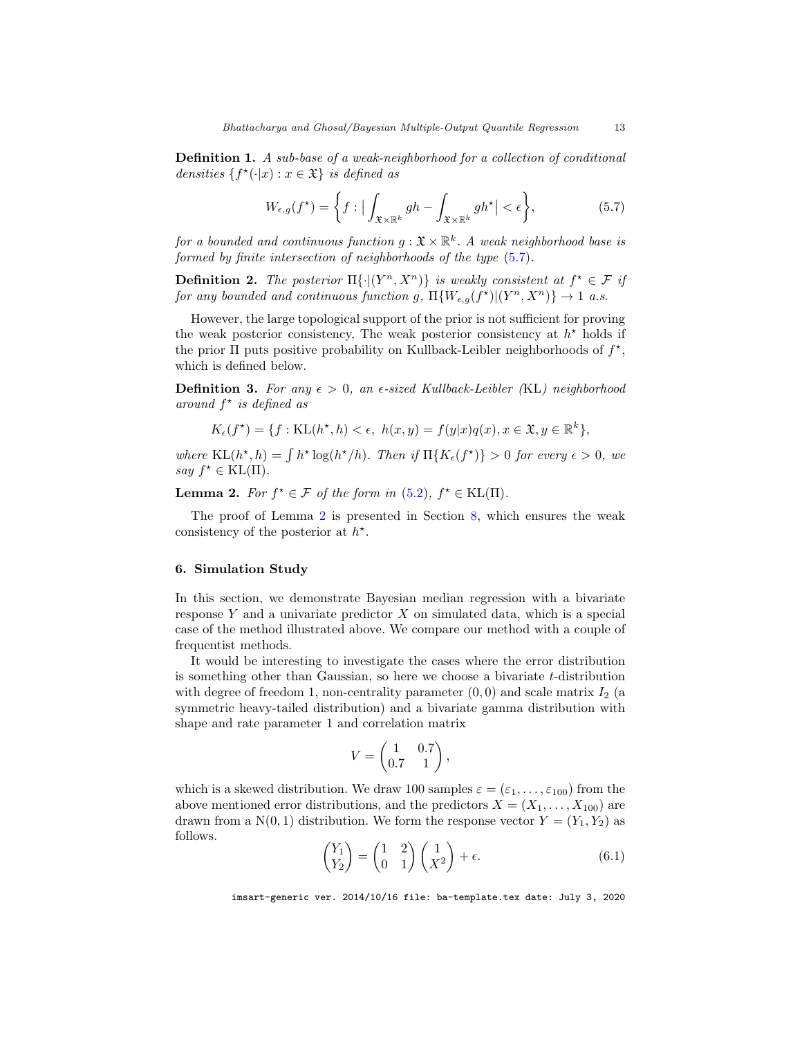**Definition 1.** *A sub-base of a weak-neighborhood for a collection of conditional densities* $\{f^\star(\cdot|x) : x \in \mathfrak{X}\}$ *is defined as*

$$W_{\epsilon,g}(f^\star) = \left\{ f : \Big| \int_{\mathfrak{X}\times\mathbb{R}^k} gh - \int_{\mathfrak{X}\times\mathbb{R}^k} gh^\star \Big| < \epsilon \right\}, \tag{5.7}$$

*for a bounded and continuous function* $g : \mathfrak{X} \times \mathbb{R}^k$*. A weak neighborhood base is formed by finite intersection of neighborhoods of the type* (5.7)*.*

**Definition 2.** *The posterior* $\Pi\{\cdot|(Y^n, X^n)\}$ *is weakly consistent at* $f^\star \in \mathcal{F}$ *if for any bounded and continuous function* $g$*,* $\Pi\{W_{\epsilon,g}(f^\star)|(Y^n, X^n)\} \to 1$ *a.s.*

However, the large topological support of the prior is not sufficient for proving the weak posterior consistency, The weak posterior consistency at $h^\star$ holds if the prior $\Pi$ puts positive probability on Kullback-Leibler neighborhoods of $f^\star$, which is defined below.

**Definition 3.** *For any* $\epsilon > 0$*, an* $\epsilon$*-sized Kullback-Leibler (*KL*) neighborhood around* $f^\star$ *is defined as*

$$K_\epsilon(f^\star) = \{f : \mathrm{KL}(h^\star, h) < \epsilon,\ h(x, y) = f(y|x)q(x), x \in \mathfrak{X}, y \in \mathbb{R}^k\},$$

*where* $\mathrm{KL}(h^\star, h) = \int h^\star \log(h^\star/h)$*. Then if* $\Pi\{K_\epsilon(f^\star)\} > 0$ *for every* $\epsilon > 0$*, we say* $f^\star \in \mathrm{KL}(\Pi)$*.*

**Lemma 2.** *For* $f^\star \in \mathcal{F}$ *of the form in* (5.2)*,* $f^\star \in \mathrm{KL}(\Pi)$*.*

The proof of Lemma 2 is presented in Section 8, which ensures the weak consistency of the posterior at $h^\star$.

## 6. Simulation Study

In this section, we demonstrate Bayesian median regression with a bivariate response $Y$ and a univariate predictor $X$ on simulated data, which is a special case of the method illustrated above. We compare our method with a couple of frequentist methods.

It would be interesting to investigate the cases where the error distribution is something other than Gaussian, so here we choose a bivariate $t$-distribution with degree of freedom 1, non-centrality parameter $(0, 0)$ and scale matrix $I_2$ (a symmetric heavy-tailed distribution) and a bivariate gamma distribution with shape and rate parameter 1 and correlation matrix

$$V = \begin{pmatrix} 1 & 0.7 \\ 0.7 & 1 \end{pmatrix},$$

which is a skewed distribution. We draw 100 samples $\varepsilon = (\varepsilon_1, \ldots, \varepsilon_{100})$ from the above mentioned error distributions, and the predictors $X = (X_1, \ldots, X_{100})$ are drawn from a $\mathrm{N}(0, 1)$ distribution. We form the response vector $Y = (Y_1, Y_2)$ as follows.

$$\begin{pmatrix} Y_1 \\ Y_2 \end{pmatrix} = \begin{pmatrix} 1 & 2 \\ 0 & 1 \end{pmatrix} \begin{pmatrix} 1 \\ X^2 \end{pmatrix} + \epsilon. \tag{6.1}$$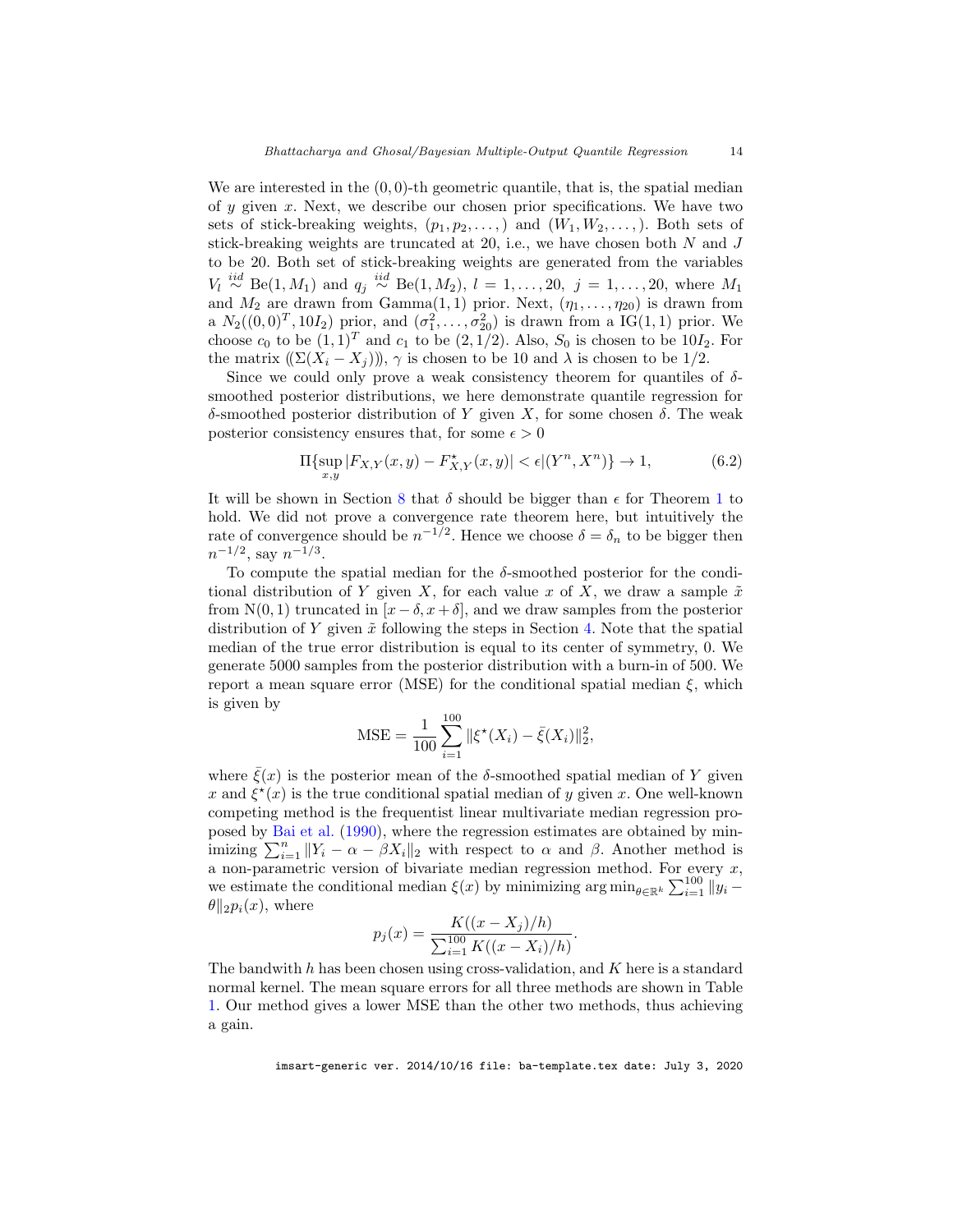We are interested in the $(0,0)$-th geometric quantile, that is, the spatial median of $y$ given $x$. Next, we describe our chosen prior specifications. We have two sets of stick-breaking weights, $(p_1, p_2, \dots,)$ and $(W_1, W_2, \dots,)$. Both sets of stick-breaking weights are truncated at 20, i.e., we have chosen both $N$ and $J$ to be 20. Both set of stick-breaking weights are generated from the variables $V_l \overset{iid}{\sim} \text{Be}(1, M_1)$ and $q_j \overset{iid}{\sim} \text{Be}(1, M_2)$, $l = 1, \dots, 20$, $j = 1, \dots, 20$, where $M_1$ and $M_2$ are drawn from Gamma$(1,1)$ prior. Next, $(\eta_1, \dots, \eta_{20})$ is drawn from a $N_2((0,0)^T, 10I_2)$ prior, and $(\sigma_1^2, \dots, \sigma_{20}^2)$ is drawn from a IG$(1,1)$ prior. We choose $c_0$ to be $(1,1)^T$ and $c_1$ to be $(2, 1/2)$. Also, $S_0$ is chosen to be $10I_2$. For the matrix $(\!(\Sigma(X_i - X_j))\!)$, $\gamma$ is chosen to be 10 and $\lambda$ is chosen to be $1/2$.

Since we could only prove a weak consistency theorem for quantiles of $\delta$-smoothed posterior distributions, we here demonstrate quantile regression for $\delta$-smoothed posterior distribution of $Y$ given $X$, for some chosen $\delta$. The weak posterior consistency ensures that, for some $\epsilon > 0$

$$\Pi\{\sup_{x,y} |F_{X,Y}(x,y) - F^{\star}_{X,Y}(x,y)| < \epsilon | (Y^n, X^n)\} \to 1, \tag{6.2}$$

It will be shown in Section 8 that $\delta$ should be bigger than $\epsilon$ for Theorem 1 to hold. We did not prove a convergence rate theorem here, but intuitively the rate of convergence should be $n^{-1/2}$. Hence we choose $\delta = \delta_n$ to be bigger then $n^{-1/2}$, say $n^{-1/3}$.

To compute the spatial median for the $\delta$-smoothed posterior for the conditional distribution of $Y$ given $X$, for each value $x$ of $X$, we draw a sample $\tilde{x}$ from $\text{N}(0,1)$ truncated in $[x - \delta, x + \delta]$, and we draw samples from the posterior distribution of $Y$ given $\tilde{x}$ following the steps in Section 4. Note that the spatial median of the true error distribution is equal to its center of symmetry, 0. We generate 5000 samples from the posterior distribution with a burn-in of 500. We report a mean square error (MSE) for the conditional spatial median $\xi$, which is given by

$$\text{MSE} = \frac{1}{100} \sum_{i=1}^{100} \|\xi^{\star}(X_i) - \bar{\xi}(X_i)\|_2^2,$$

where $\bar{\xi}(x)$ is the posterior mean of the $\delta$-smoothed spatial median of $Y$ given $x$ and $\xi^{\star}(x)$ is the true conditional spatial median of $y$ given $x$. One well-known competing method is the frequentist linear multivariate median regression proposed by Bai et al. (1990), where the regression estimates are obtained by minimizing $\sum_{i=1}^{n} \|Y_i - \alpha - \beta X_i\|_2$ with respect to $\alpha$ and $\beta$. Another method is a non-parametric version of bivariate median regression method. For every $x$, we estimate the conditional median $\xi(x)$ by minimizing $\arg\min_{\theta \in \mathbb{R}^k} \sum_{i=1}^{100} \|y_i - \theta\|_2 p_i(x)$, where

$$p_j(x) = \frac{K((x - X_j)/h)}{\sum_{i=1}^{100} K((x - X_i)/h)}.$$

The bandwith $h$ has been chosen using cross-validation, and $K$ here is a standard normal kernel. The mean square errors for all three methods are shown in Table 1. Our method gives a lower MSE than the other two methods, thus achieving a gain.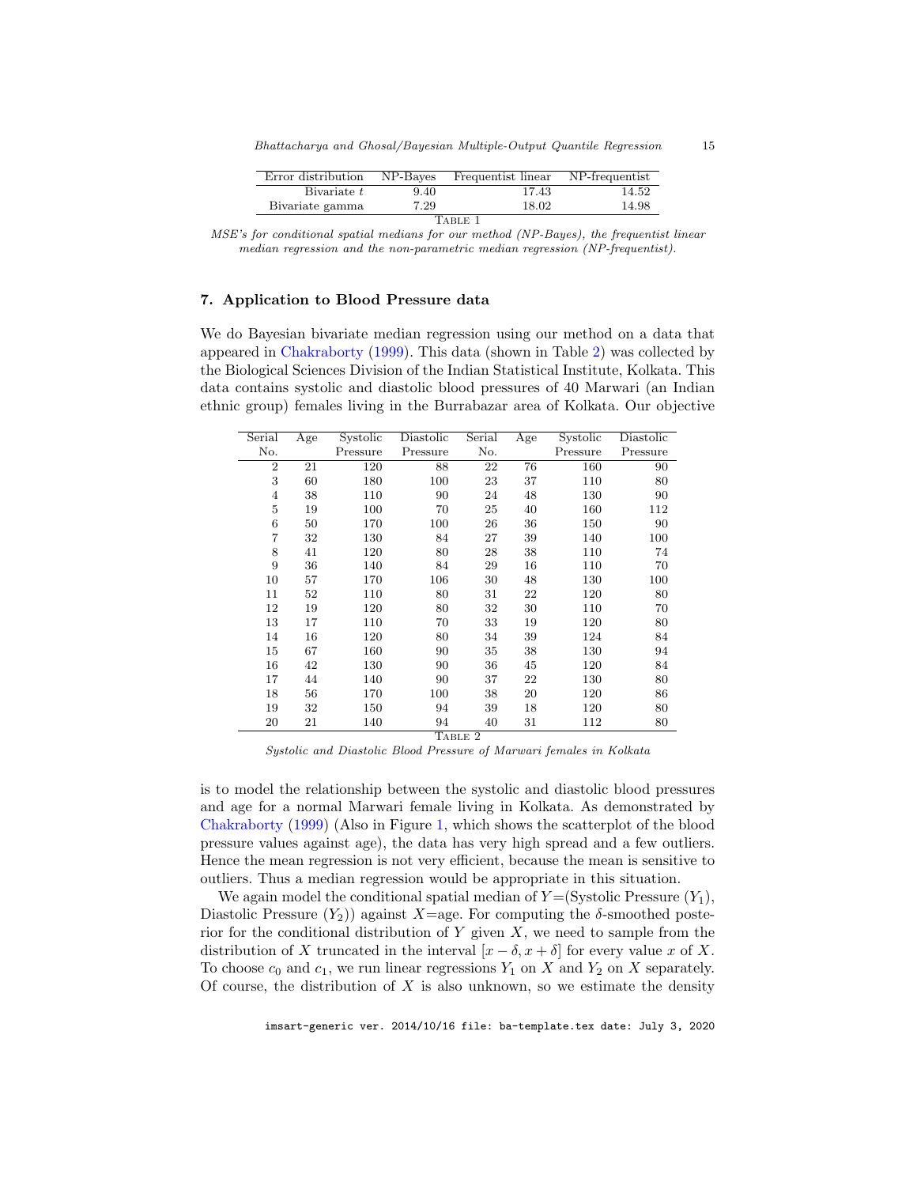| Error distribution | NP-Bayes | Frequentist linear | NP-frequentist |
|---|---|---|---|
| Bivariate $t$ | 9.40 | 17.43 | 14.52 |
| Bivariate gamma | 7.29 | 18.02 | 14.98 |

TABLE 1

*MSE's for conditional spatial medians for our method (NP-Bayes), the frequentist linear median regression and the non-parametric median regression (NP-frequentist).*

## 7. Application to Blood Pressure data

We do Bayesian bivariate median regression using our method on a data that appeared in Chakraborty (1999). This data (shown in Table 2) was collected by the Biological Sciences Division of the Indian Statistical Institute, Kolkata. This data contains systolic and diastolic blood pressures of 40 Marwari (an Indian ethnic group) females living in the Burrabazar area of Kolkata. Our objective

| Serial No. | Age | Systolic Pressure | Diastolic Pressure | Serial No. | Age | Systolic Pressure | Diastolic Pressure |
|---|---|---|---|---|---|---|---|
| 2 | 21 | 120 | 88 | 22 | 76 | 160 | 90 |
| 3 | 60 | 180 | 100 | 23 | 37 | 110 | 80 |
| 4 | 38 | 110 | 90 | 24 | 48 | 130 | 90 |
| 5 | 19 | 100 | 70 | 25 | 40 | 160 | 112 |
| 6 | 50 | 170 | 100 | 26 | 36 | 150 | 90 |
| 7 | 32 | 130 | 84 | 27 | 39 | 140 | 100 |
| 8 | 41 | 120 | 80 | 28 | 38 | 110 | 74 |
| 9 | 36 | 140 | 84 | 29 | 16 | 110 | 70 |
| 10 | 57 | 170 | 106 | 30 | 48 | 130 | 100 |
| 11 | 52 | 110 | 80 | 31 | 22 | 120 | 80 |
| 12 | 19 | 120 | 80 | 32 | 30 | 110 | 70 |
| 13 | 17 | 110 | 70 | 33 | 19 | 120 | 80 |
| 14 | 16 | 120 | 80 | 34 | 39 | 124 | 84 |
| 15 | 67 | 160 | 90 | 35 | 38 | 130 | 94 |
| 16 | 42 | 130 | 90 | 36 | 45 | 120 | 84 |
| 17 | 44 | 140 | 90 | 37 | 22 | 130 | 80 |
| 18 | 56 | 170 | 100 | 38 | 20 | 120 | 86 |
| 19 | 32 | 150 | 94 | 39 | 18 | 120 | 80 |
| 20 | 21 | 140 | 94 | 40 | 31 | 112 | 80 |

TABLE 2

*Systolic and Diastolic Blood Pressure of Marwari females in Kolkata*

is to model the relationship between the systolic and diastolic blood pressures and age for a normal Marwari female living in Kolkata. As demonstrated by Chakraborty (1999) (Also in Figure 1, which shows the scatterplot of the blood pressure values against age), the data has very high spread and a few outliers. Hence the mean regression is not very efficient, because the mean is sensitive to outliers. Thus a median regression would be appropriate in this situation.

We again model the conditional spatial median of $Y$=(Systolic Pressure ($Y_1$), Diastolic Pressure ($Y_2$)) against $X$=age. For computing the $\delta$-smoothed posterior for the conditional distribution of $Y$ given $X$, we need to sample from the distribution of $X$ truncated in the interval $[x - \delta, x + \delta]$ for every value $x$ of $X$. To choose $c_0$ and $c_1$, we run linear regressions $Y_1$ on $X$ and $Y_2$ on $X$ separately. Of course, the distribution of $X$ is also unknown, so we estimate the density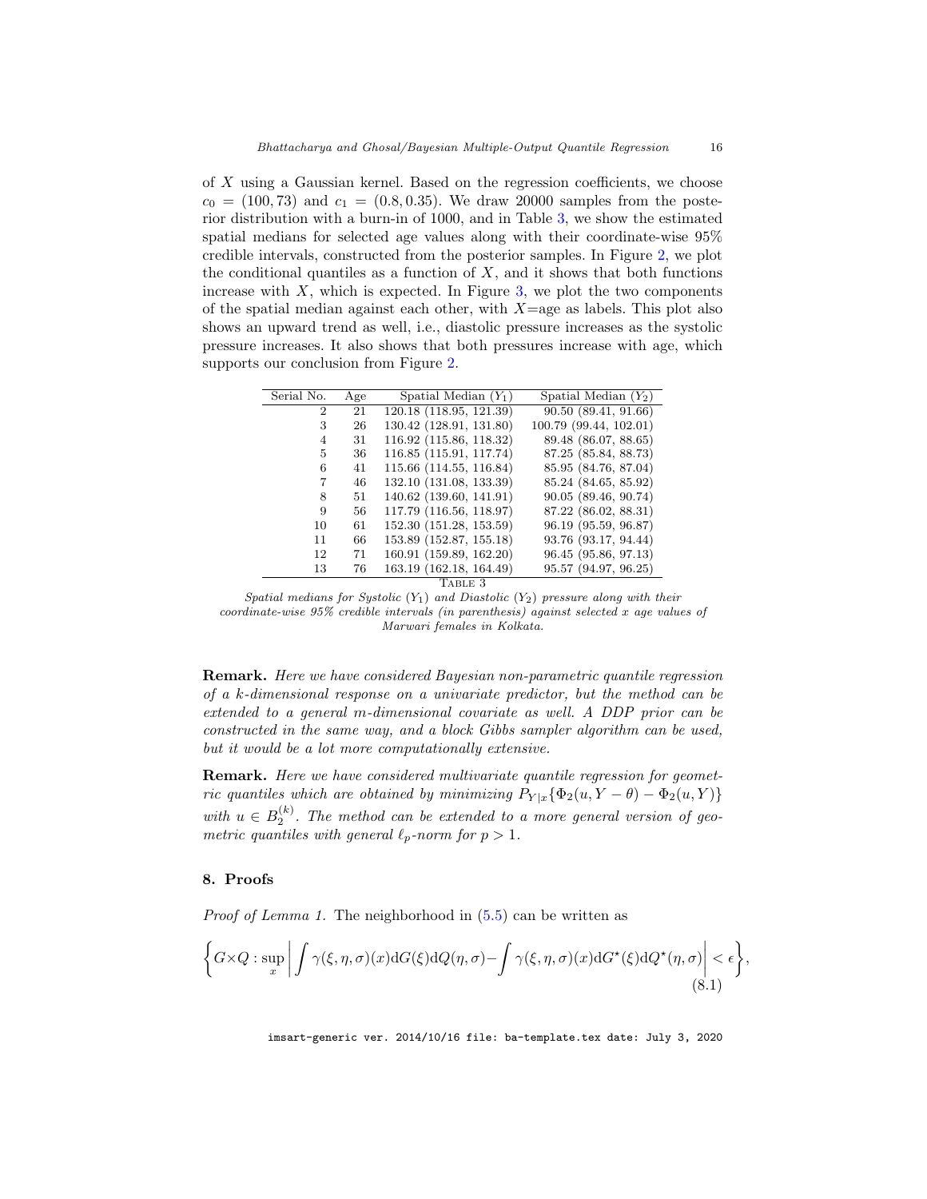of $X$ using a Gaussian kernel. Based on the regression coefficients, we choose $c_0 = (100, 73)$ and $c_1 = (0.8, 0.35)$. We draw 20000 samples from the posterior distribution with a burn-in of 1000, and in Table 3, we show the estimated spatial medians for selected age values along with their coordinate-wise 95% credible intervals, constructed from the posterior samples. In Figure 2, we plot the conditional quantiles as a function of $X$, and it shows that both functions increase with $X$, which is expected. In Figure 3, we plot the two components of the spatial median against each other, with $X$=age as labels. This plot also shows an upward trend as well, i.e., diastolic pressure increases as the systolic pressure increases. It also shows that both pressures increase with age, which supports our conclusion from Figure 2.

| Serial No. | Age | Spatial Median ($Y_1$) | Spatial Median ($Y_2$) |
|---|---|---|---|
| 2 | 21 | 120.18 (118.95, 121.39) | 90.50 (89.41, 91.66) |
| 3 | 26 | 130.42 (128.91, 131.80) | 100.79 (99.44, 102.01) |
| 4 | 31 | 116.92 (115.86, 118.32) | 89.48 (86.07, 88.65) |
| 5 | 36 | 116.85 (115.91, 117.74) | 87.25 (85.84, 88.73) |
| 6 | 41 | 115.66 (114.55, 116.84) | 85.95 (84.76, 87.04) |
| 7 | 46 | 132.10 (131.08, 133.39) | 85.24 (84.65, 85.92) |
| 8 | 51 | 140.62 (139.60, 141.91) | 90.05 (89.46, 90.74) |
| 9 | 56 | 117.79 (116.56, 118.97) | 87.22 (86.02, 88.31) |
| 10 | 61 | 152.30 (151.28, 153.59) | 96.19 (95.59, 96.87) |
| 11 | 66 | 153.89 (152.87, 155.18) | 93.76 (93.17, 94.44) |
| 12 | 71 | 160.91 (159.89, 162.20) | 96.45 (95.86, 97.13) |
| 13 | 76 | 163.19 (162.18, 164.49) | 95.57 (94.97, 96.25) |

TABLE 3

*Spatial medians for Systolic ($Y_1$) and Diastolic ($Y_2$) pressure along with their coordinate-wise 95% credible intervals (in parenthesis) against selected x age values of Marwari females in Kolkata.*

**Remark.** *Here we have considered Bayesian non-parametric quantile regression of a k-dimensional response on a univariate predictor, but the method can be extended to a general m-dimensional covariate as well. A DDP prior can be constructed in the same way, and a block Gibbs sampler algorithm can be used, but it would be a lot more computationally extensive.*

**Remark.** *Here we have considered multivariate quantile regression for geometric quantiles which are obtained by minimizing $P_{Y|x}\{\Phi_2(u, Y - \theta) - \Phi_2(u, Y)\}$ with $u \in B_2^{(k)}$. The method can be extended to a more general version of geometric quantiles with general $\ell_p$-norm for $p > 1$.*

## 8. Proofs

*Proof of Lemma 1.* The neighborhood in (5.5) can be written as

$$\left\{G \times Q : \sup_x \left| \int \gamma(\xi, \eta, \sigma)(x) \mathrm{d}G(\xi) \mathrm{d}Q(\eta, \sigma) - \int \gamma(\xi, \eta, \sigma)(x) \mathrm{d}G^\star(\xi) \mathrm{d}Q^\star(\eta, \sigma) \right| < \epsilon \right\}, \tag{8.1}$$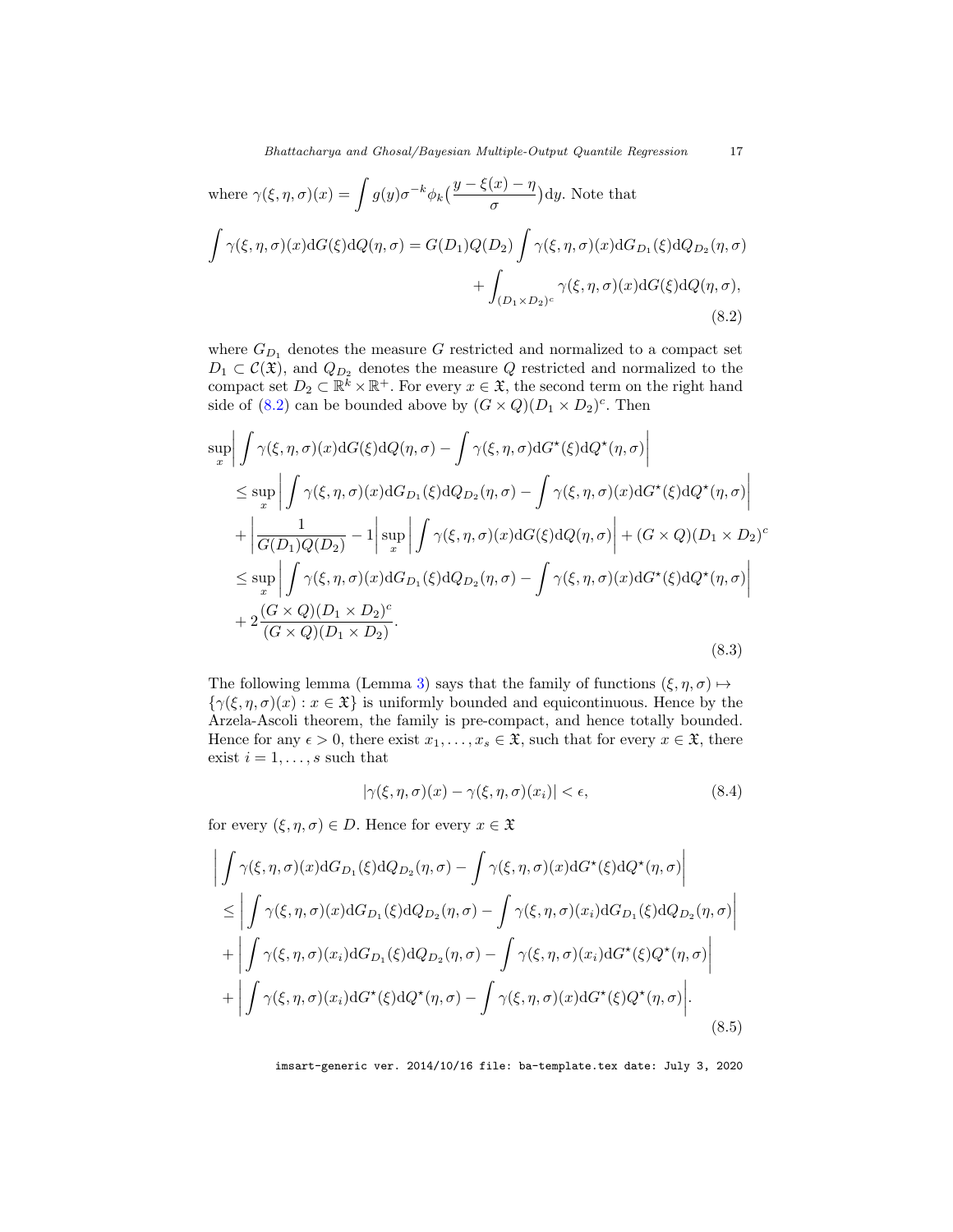where $\gamma(\xi, \eta, \sigma)(x) = \int g(y)\sigma^{-k}\phi_k\big(\frac{y - \xi(x) - \eta}{\sigma}\big)\mathrm{d}y$. Note that

$$
\begin{aligned}
\int \gamma(\xi, \eta, \sigma)(x)\mathrm{d}G(\xi)\mathrm{d}Q(\eta, \sigma) = G(D_1)Q(D_2) \int \gamma(\xi, \eta, \sigma)(x)\mathrm{d}G_{D_1}(\xi)\mathrm{d}Q_{D_2}(\eta, \sigma) \\
+ \int_{(D_1 \times D_2)^c} \gamma(\xi, \eta, \sigma)(x)\mathrm{d}G(\xi)\mathrm{d}Q(\eta, \sigma),
\end{aligned} \tag{8.2}
$$

where $G_{D_1}$ denotes the measure $G$ restricted and normalized to a compact set $D_1 \subset \mathcal{C}(\mathfrak{X})$, and $Q_{D_2}$ denotes the measure $Q$ restricted and normalized to the compact set $D_2 \subset \mathbb{R}^k \times \mathbb{R}^+$. For every $x \in \mathfrak{X}$, the second term on the right hand side of (8.2) can be bounded above by $(G \times Q)(D_1 \times D_2)^c$. Then

$$
\begin{aligned}
&\sup_x \left| \int \gamma(\xi, \eta, \sigma)(x)\mathrm{d}G(\xi)\mathrm{d}Q(\eta, \sigma) - \int \gamma(\xi, \eta, \sigma)\mathrm{d}G^\star(\xi)\mathrm{d}Q^\star(\eta, \sigma) \right| \\
&\quad \leq \sup_x \left| \int \gamma(\xi, \eta, \sigma)(x)\mathrm{d}G_{D_1}(\xi)\mathrm{d}Q_{D_2}(\eta, \sigma) - \int \gamma(\xi, \eta, \sigma)(x)\mathrm{d}G^\star(\xi)\mathrm{d}Q^\star(\eta, \sigma) \right| \\
&\quad + \left| \frac{1}{G(D_1)Q(D_2)} - 1 \right| \sup_x \left| \int \gamma(\xi, \eta, \sigma)(x)\mathrm{d}G(\xi)\mathrm{d}Q(\eta, \sigma) \right| + (G \times Q)(D_1 \times D_2)^c \\
&\quad \leq \sup_x \left| \int \gamma(\xi, \eta, \sigma)(x)\mathrm{d}G_{D_1}(\xi)\mathrm{d}Q_{D_2}(\eta, \sigma) - \int \gamma(\xi, \eta, \sigma)(x)\mathrm{d}G^\star(\xi)\mathrm{d}Q^\star(\eta, \sigma) \right| \\
&\quad + 2\frac{(G \times Q)(D_1 \times D_2)^c}{(G \times Q)(D_1 \times D_2)}.
\end{aligned} \tag{8.3}
$$

The following lemma (Lemma 3) says that the family of functions $(\xi, \eta, \sigma) \mapsto \{\gamma(\xi, \eta, \sigma)(x) : x \in \mathfrak{X}\}$ is uniformly bounded and equicontinuous. Hence by the Arzela-Ascoli theorem, the family is pre-compact, and hence totally bounded. Hence for any $\epsilon > 0$, there exist $x_1, \ldots, x_s \in \mathfrak{X}$, such that for every $x \in \mathfrak{X}$, there exist $i = 1, \ldots, s$ such that

$$
|\gamma(\xi, \eta, \sigma)(x) - \gamma(\xi, \eta, \sigma)(x_i)| < \epsilon, \tag{8.4}
$$

for every $(\xi, \eta, \sigma) \in D$. Hence for every $x \in \mathfrak{X}$

$$
\begin{aligned}
&\left| \int \gamma(\xi, \eta, \sigma)(x)\mathrm{d}G_{D_1}(\xi)\mathrm{d}Q_{D_2}(\eta, \sigma) - \int \gamma(\xi, \eta, \sigma)(x)\mathrm{d}G^\star(\xi)\mathrm{d}Q^\star(\eta, \sigma) \right| \\
&\leq \left| \int \gamma(\xi, \eta, \sigma)(x)\mathrm{d}G_{D_1}(\xi)\mathrm{d}Q_{D_2}(\eta, \sigma) - \int \gamma(\xi, \eta, \sigma)(x_i)\mathrm{d}G_{D_1}(\xi)\mathrm{d}Q_{D_2}(\eta, \sigma) \right| \\
&+ \left| \int \gamma(\xi, \eta, \sigma)(x_i)\mathrm{d}G_{D_1}(\xi)\mathrm{d}Q_{D_2}(\eta, \sigma) - \int \gamma(\xi, \eta, \sigma)(x_i)\mathrm{d}G^\star(\xi)Q^\star(\eta, \sigma) \right| \\
&+ \left| \int \gamma(\xi, \eta, \sigma)(x_i)\mathrm{d}G^\star(\xi)\mathrm{d}Q^\star(\eta, \sigma) - \int \gamma(\xi, \eta, \sigma)(x)\mathrm{d}G^\star(\xi)Q^\star(\eta, \sigma) \right|.
\end{aligned} \tag{8.5}
$$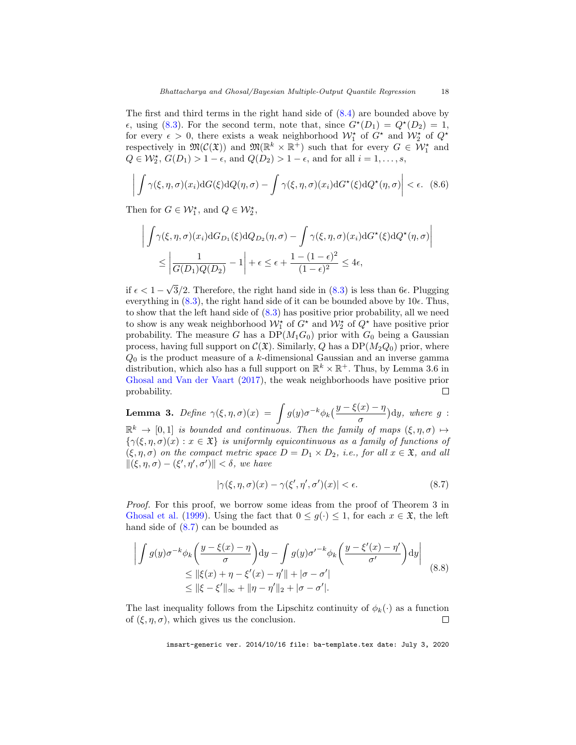The first and third terms in the right hand side of (8.4) are bounded above by $\epsilon$, using (8.3). For the second term, note that, since $G^\star(D_1) = Q^\star(D_2) = 1$, for every $\epsilon > 0$, there exists a weak neighborhood $\mathcal{W}_1^\star$ of $G^\star$ and $\mathcal{W}_2^\star$ of $Q^\star$ respectively in $\mathfrak{M}(\mathcal{C}(\mathfrak{X}))$ and $\mathfrak{M}(\mathbb{R}^k \times \mathbb{R}^+)$ such that for every $G \in \mathcal{W}_1^\star$ and $Q \in \mathcal{W}_2^\star$, $G(D_1) > 1 - \epsilon$, and $Q(D_2) > 1 - \epsilon$, and for all $i = 1, \ldots, s$,

$$\left| \int \gamma(\xi, \eta, \sigma)(x_i) \mathrm{d}G(\xi) \mathrm{d}Q(\eta, \sigma) - \int \gamma(\xi, \eta, \sigma)(x_i) \mathrm{d}G^\star(\xi) \mathrm{d}Q^\star(\eta, \sigma) \right| < \epsilon. \quad (8.6)$$

Then for $G \in \mathcal{W}_1^\star$, and $Q \in \mathcal{W}_2^\star$,

$$\begin{aligned}
&\left| \int \gamma(\xi, \eta, \sigma)(x_i) \mathrm{d}G_{D_1}(\xi) \mathrm{d}Q_{D_2}(\eta, \sigma) - \int \gamma(\xi, \eta, \sigma)(x_i) \mathrm{d}G^\star(\xi) \mathrm{d}Q^\star(\eta, \sigma) \right| \\
&\quad \le \left| \frac{1}{G(D_1)Q(D_2)} - 1 \right| + \epsilon \le \epsilon + \frac{1 - (1-\epsilon)^2}{(1-\epsilon)^2} \le 4\epsilon,
\end{aligned}$$

if $\epsilon < 1 - \sqrt{3}/2$. Therefore, the right hand side in (8.3) is less than $6\epsilon$. Plugging everything in (8.3), the right hand side of it can be bounded above by $10\epsilon$. Thus, to show that the left hand side of (8.3) has positive prior probability, all we need to show is any weak neighborhood $\mathcal{W}_1^\star$ of $G^\star$ and $\mathcal{W}_2^\star$ of $Q^\star$ have positive prior probability. The measure $G$ has a $\mathrm{DP}(M_1 G_0)$ prior with $G_0$ being a Gaussian process, having full support on $\mathcal{C}(\mathfrak{X})$. Similarly, $Q$ has a $\mathrm{DP}(M_2 Q_0)$ prior, where $Q_0$ is the product measure of a $k$-dimensional Gaussian and an inverse gamma distribution, which also has a full support on $\mathbb{R}^k \times \mathbb{R}^+$. Thus, by Lemma 3.6 in Ghosal and Van der Vaart (2017), the weak neighborhoods have positive prior probability. ∎

**Lemma 3.** *Define* $\gamma(\xi, \eta, \sigma)(x) = \displaystyle\int g(y) \sigma^{-k} \phi_k\big(\frac{y - \xi(x) - \eta}{\sigma}\big) \mathrm{d}y$*, where* $g : \mathbb{R}^k \to [0, 1]$ *is bounded and continuous. Then the family of maps* $(\xi, \eta, \sigma) \mapsto \{\gamma(\xi, \eta, \sigma)(x) : x \in \mathfrak{X}\}$ *is uniformly equicontinuous as a family of functions of* $(\xi, \eta, \sigma)$ *on the compact metric space* $D = D_1 \times D_2$*, i.e., for all* $x \in \mathfrak{X}$*, and all* $\|(\xi, \eta, \sigma) - (\xi', \eta', \sigma')\| < \delta$*, we have*

$$|\gamma(\xi, \eta, \sigma)(x) - \gamma(\xi', \eta', \sigma')(x)| < \epsilon. \quad (8.7)$$

*Proof.* For this proof, we borrow some ideas from the proof of Theorem 3 in Ghosal et al. (1999). Using the fact that $0 \le g(\cdot) \le 1$, for each $x \in \mathfrak{X}$, the left hand side of (8.7) can be bounded as

$$\begin{aligned}
&\left| \int g(y) \sigma^{-k} \phi_k\left( \frac{y - \xi(x) - \eta}{\sigma} \right) \mathrm{d}y - \int g(y) {\sigma'}^{-k} \phi_k\left( \frac{y - \xi'(x) - \eta'}{\sigma'} \right) \mathrm{d}y \right| \\
&\quad \le \|\xi(x) + \eta - \xi'(x) - \eta'\| + |\sigma - \sigma'| \\
&\quad \le \|\xi - \xi'\|_\infty + \|\eta - \eta'\|_2 + |\sigma - \sigma'|.
\end{aligned} \quad (8.8)$$

The last inequality follows from the Lipschitz continuity of $\phi_k(\cdot)$ as a function of $(\xi, \eta, \sigma)$, which gives us the conclusion. ∎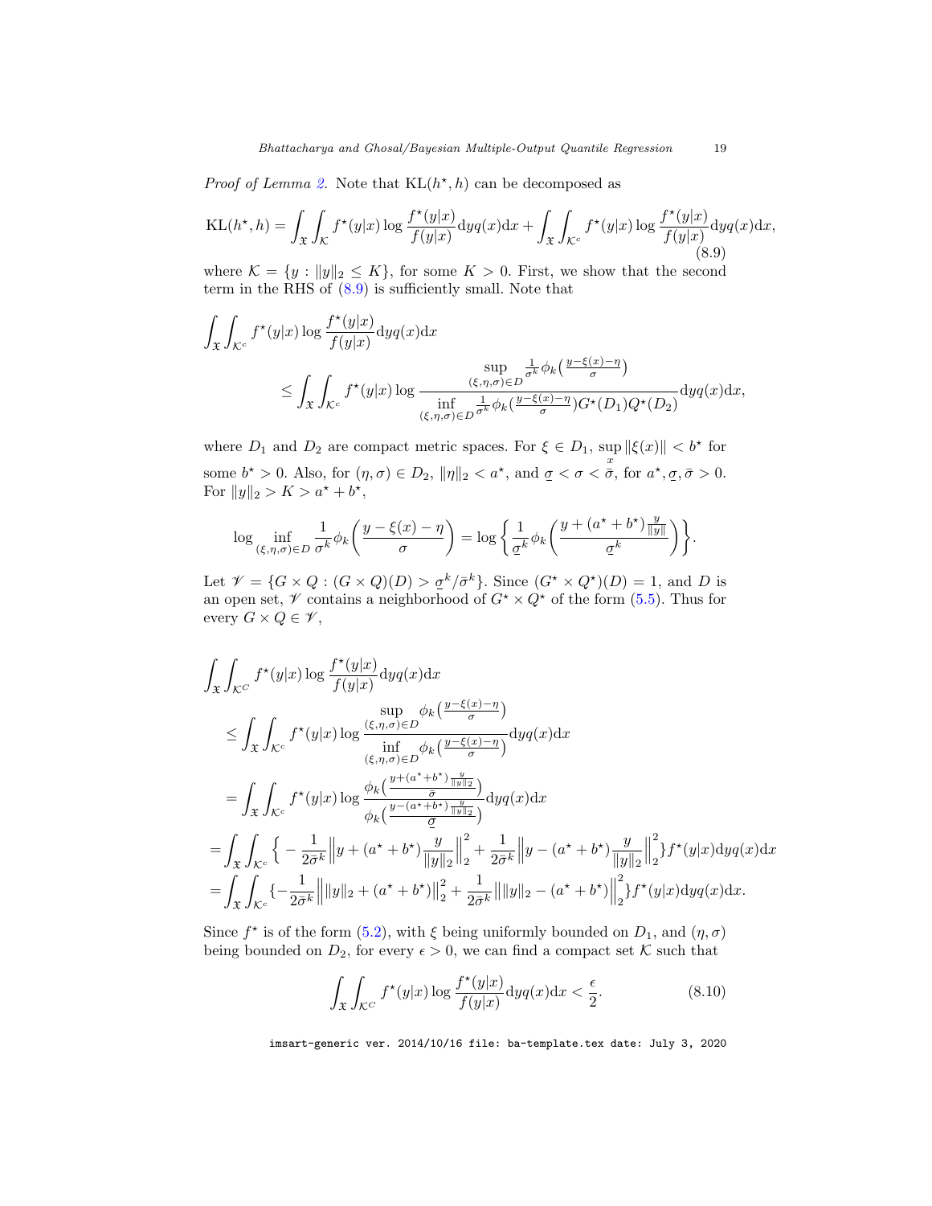*Proof of Lemma 2.* Note that $\mathrm{KL}(h^\star, h)$ can be decomposed as

$$\mathrm{KL}(h^\star, h) = \int_{\mathfrak{X}} \int_{\mathcal{K}} f^\star(y|x) \log \frac{f^\star(y|x)}{f(y|x)} \mathrm{d}y q(x) \mathrm{d}x + \int_{\mathfrak{X}} \int_{\mathcal{K}^c} f^\star(y|x) \log \frac{f^\star(y|x)}{f(y|x)} \mathrm{d}y q(x) \mathrm{d}x, \tag{8.9}$$

where $\mathcal{K} = \{y : \|y\|_2 \le K\}$, for some $K > 0$. First, we show that the second term in the RHS of (8.9) is sufficiently small. Note that

$$\int_{\mathfrak{X}} \int_{\mathcal{K}^c} f^\star(y|x) \log \frac{f^\star(y|x)}{f(y|x)} \mathrm{d}y q(x) \mathrm{d}x$$
$$\le \int_{\mathfrak{X}} \int_{\mathcal{K}^c} f^\star(y|x) \log \frac{\sup\limits_{(\xi,\eta,\sigma)\in D} \frac{1}{\sigma^k} \phi_k\left(\frac{y-\xi(x)-\eta}{\sigma}\right)}{\inf\limits_{(\xi,\eta,\sigma)\in D} \frac{1}{\sigma^k} \phi_k\left(\frac{y-\xi(x)-\eta}{\sigma}\right) G^\star(D_1) Q^\star(D_2)} \mathrm{d}y q(x) \mathrm{d}x,$$

where $D_1$ and $D_2$ are compact metric spaces. For $\xi \in D_1$, $\sup_x \|\xi(x)\| < b^\star$ for some $b^\star > 0$. Also, for $(\eta, \sigma) \in D_2$, $\|\eta\|_2 < a^\star$, and $\underline{\sigma} < \sigma < \bar{\sigma}$, for $a^\star, \underline{\sigma}, \bar{\sigma} > 0$. For $\|y\|_2 > K > a^\star + b^\star$,

$$\log \inf_{(\xi,\eta,\sigma)\in D} \frac{1}{\sigma^k} \phi_k\left(\frac{y - \xi(x) - \eta}{\sigma}\right) = \log\left\{ \frac{1}{\underline{\sigma}^k} \phi_k\left(\frac{y + (a^\star + b^\star)\frac{y}{\|y\|}}{\underline{\sigma}^k}\right)\right\}.$$

Let $\mathscr{V} = \{G \times Q : (G \times Q)(D) > \underline{\sigma}^k/\bar{\sigma}^k\}$. Since $(G^\star \times Q^\star)(D) = 1$, and $D$ is an open set, $\mathscr{V}$ contains a neighborhood of $G^\star \times Q^\star$ of the form (5.5). Thus for every $G \times Q \in \mathscr{V}$,

$$\int_{\mathfrak{X}} \int_{\mathcal{K}^C} f^\star(y|x) \log \frac{f^\star(y|x)}{f(y|x)} \mathrm{d}y q(x) \mathrm{d}x$$
$$\le \int_{\mathfrak{X}} \int_{\mathcal{K}^c} f^\star(y|x) \log \frac{\sup\limits_{(\xi,\eta,\sigma)\in D} \phi_k\left(\frac{y-\xi(x)-\eta}{\sigma}\right)}{\inf\limits_{(\xi,\eta,\sigma)\in D} \phi_k\left(\frac{y-\xi(x)-\eta}{\sigma}\right)} \mathrm{d}y q(x) \mathrm{d}x$$
$$= \int_{\mathfrak{X}} \int_{\mathcal{K}^c} f^\star(y|x) \log \frac{\phi_k\left(\frac{y+(a^\star+b^\star)\frac{y}{\|y\|_2}}{\bar{\sigma}}\right)}{\phi_k\left(\frac{y-(a^\star+b^\star)\frac{y}{\|y\|_2}}{\underline{\sigma}}\right)} \mathrm{d}y q(x) \mathrm{d}x$$
$$= \int_{\mathfrak{X}} \int_{\mathcal{K}^c} \Big\{ -\frac{1}{2\bar{\sigma}^k} \Big\| y + (a^\star + b^\star) \frac{y}{\|y\|_2} \Big\|_2^2 + \frac{1}{2\bar{\sigma}^k} \Big\| y - (a^\star + b^\star) \frac{y}{\|y\|_2} \Big\|_2^2 \Big\} f^\star(y|x) \mathrm{d}y q(x) \mathrm{d}x$$
$$= \int_{\mathfrak{X}} \int_{\mathcal{K}^c} \{ -\frac{1}{2\bar{\sigma}^k} \Big\| \|y\|_2 + (a^\star + b^\star) \Big\|_2^2 + \frac{1}{2\bar{\sigma}^k} \Big\| \|y\|_2 - (a^\star + b^\star) \Big\|_2^2 \} f^\star(y|x) \mathrm{d}y q(x) \mathrm{d}x.$$

Since $f^\star$ is of the form (5.2), with $\xi$ being uniformly bounded on $D_1$, and $(\eta, \sigma)$ being bounded on $D_2$, for every $\epsilon > 0$, we can find a compact set $\mathcal{K}$ such that

$$\int_{\mathfrak{X}} \int_{\mathcal{K}^C} f^\star(y|x) \log \frac{f^\star(y|x)}{f(y|x)} \mathrm{d}y q(x) \mathrm{d}x < \frac{\epsilon}{2}. \tag{8.10}$$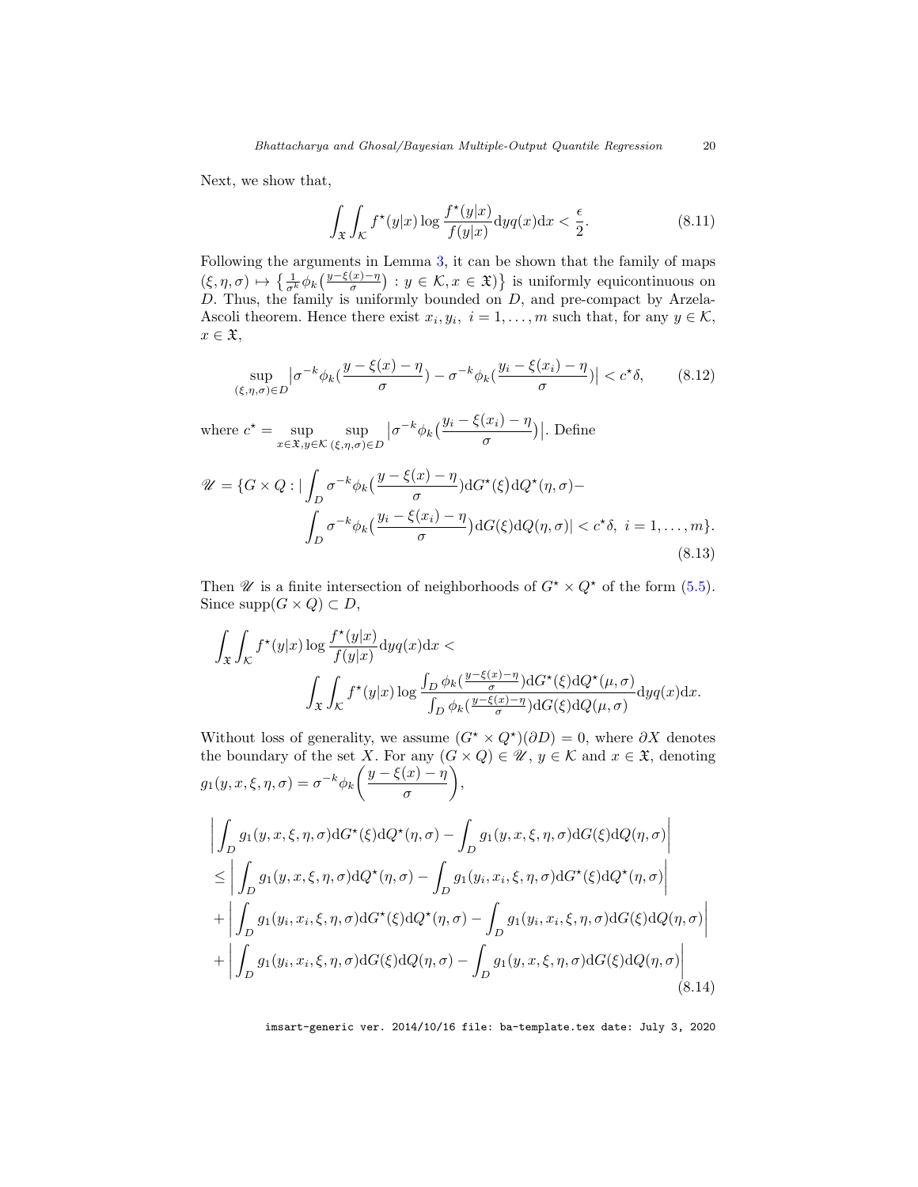Next, we show that,

$$\int_{\mathfrak{X}}\int_{\mathcal{K}} f^\star(y|x)\log\frac{f^\star(y|x)}{f(y|x)}\mathrm{d}yq(x)\mathrm{d}x < \frac{\epsilon}{2}. \tag{8.11}$$

Following the arguments in Lemma 3, it can be shown that the family of maps $(\xi,\eta,\sigma)\mapsto\big\{\frac{1}{\sigma^k}\phi_k\big(\frac{y-\xi(x)-\eta}{\sigma}\big) : y\in\mathcal{K}, x\in\mathfrak{X}\big)\big\}$ is uniformly equicontinuous on $D$. Thus, the family is uniformly bounded on $D$, and pre-compact by Arzela-Ascoli theorem. Hence there exist $x_i, y_i,\ i=1,\dots,m$ such that, for any $y\in\mathcal{K}$, $x\in\mathfrak{X}$,

$$\sup_{(\xi,\eta,\sigma)\in D}\big|\sigma^{-k}\phi_k\big(\frac{y-\xi(x)-\eta}{\sigma}\big)-\sigma^{-k}\phi_k\big(\frac{y_i-\xi(x_i)-\eta}{\sigma}\big)\big| < c^\star\delta, \tag{8.12}$$

where $c^\star = \sup_{x\in\mathfrak{X},y\in\mathcal{K}}\sup_{(\xi,\eta,\sigma)\in D}\big|\sigma^{-k}\phi_k\big(\frac{y_i-\xi(x_i)-\eta}{\sigma}\big)\big|$. Define

$$\begin{aligned}\mathscr{U} = \{G\times Q : \big|\int_D \sigma^{-k}\phi_k\big(\frac{y-\xi(x)-\eta}{\sigma}\big)\mathrm{d}G^\star(\xi)\mathrm{d}Q^\star(\eta,\sigma) - \\ \int_D \sigma^{-k}\phi_k\big(\frac{y_i-\xi(x_i)-\eta}{\sigma}\big)\mathrm{d}G(\xi)\mathrm{d}Q(\eta,\sigma)\big| < c^\star\delta,\ i=1,\dots,m\}.\end{aligned} \tag{8.13}$$

Then $\mathscr{U}$ is a finite intersection of neighborhoods of $G^\star\times Q^\star$ of the form (5.5). Since $\mathrm{supp}(G\times Q)\subset D$,

$$\begin{aligned}\int_{\mathfrak{X}}\int_{\mathcal{K}} f^\star(y|x)\log\frac{f^\star(y|x)}{f(y|x)}\mathrm{d}yq(x)\mathrm{d}x < \\ \int_{\mathfrak{X}}\int_{\mathcal{K}} f^\star(y|x)\log\frac{\int_D\phi_k(\frac{y-\xi(x)-\eta}{\sigma})\mathrm{d}G^\star(\xi)\mathrm{d}Q^\star(\mu,\sigma)}{\int_D\phi_k(\frac{y-\xi(x)-\eta}{\sigma})\mathrm{d}G(\xi)\mathrm{d}Q(\mu,\sigma)}\mathrm{d}yq(x)\mathrm{d}x.\end{aligned}$$

Without loss of generality, we assume $(G^\star\times Q^\star)(\partial D)=0$, where $\partial X$ denotes the boundary of the set $X$. For any $(G\times Q)\in\mathscr{U}$, $y\in\mathcal{K}$ and $x\in\mathfrak{X}$, denoting $g_1(y,x,\xi,\eta,\sigma)=\sigma^{-k}\phi_k\bigg(\dfrac{y-\xi(x)-\eta}{\sigma}\bigg)$,

$$\begin{aligned}&\bigg|\int_D g_1(y,x,\xi,\eta,\sigma)\mathrm{d}G^\star(\xi)\mathrm{d}Q^\star(\eta,\sigma)-\int_D g_1(y,x,\xi,\eta,\sigma)\mathrm{d}G(\xi)\mathrm{d}Q(\eta,\sigma)\bigg| \\ &\le \bigg|\int_D g_1(y,x,\xi,\eta,\sigma)\mathrm{d}Q^\star(\eta,\sigma)-\int_D g_1(y_i,x_i,\xi,\eta,\sigma)\mathrm{d}G^\star(\xi)\mathrm{d}Q^\star(\eta,\sigma)\bigg| \\ &+\bigg|\int_D g_1(y_i,x_i,\xi,\eta,\sigma)\mathrm{d}G^\star(\xi)\mathrm{d}Q^\star(\eta,\sigma)-\int_D g_1(y_i,x_i,\xi,\eta,\sigma)\mathrm{d}G(\xi)\mathrm{d}Q(\eta,\sigma)\bigg| \\ &+\bigg|\int_D g_1(y_i,x_i,\xi,\eta,\sigma)\mathrm{d}G(\xi)\mathrm{d}Q(\eta,\sigma)-\int_D g_1(y,x,\xi,\eta,\sigma)\mathrm{d}G(\xi)\mathrm{d}Q(\eta,\sigma)\bigg|\end{aligned} \tag{8.14}$$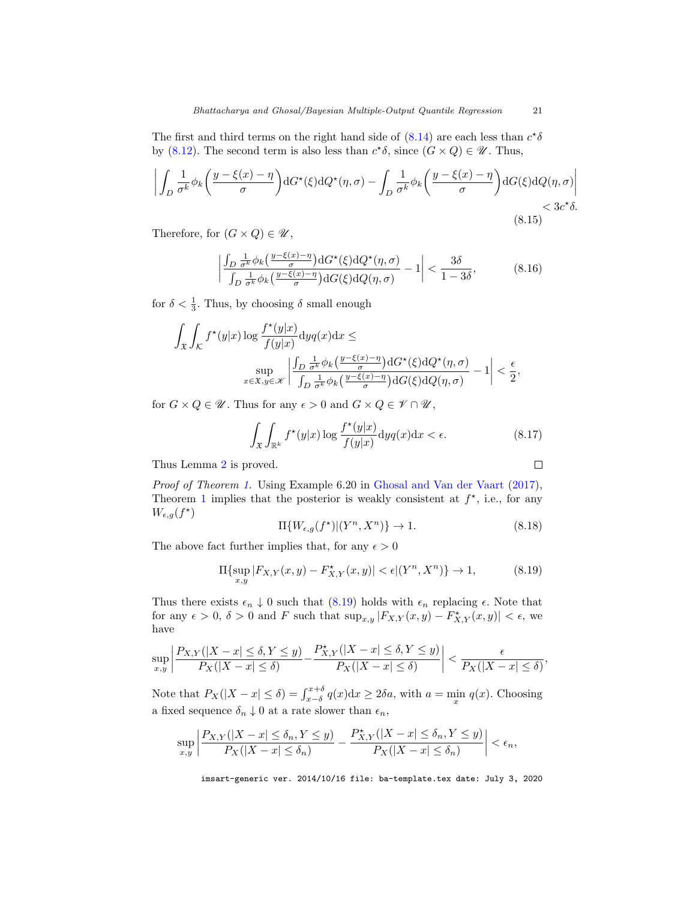The first and third terms on the right hand side of (8.14) are each less than $c^\star\delta$ by (8.12). The second term is also less than $c^\star\delta$, since $(G \times Q) \in \mathscr{U}$. Thus,

$$\left| \int_D \frac{1}{\sigma^k} \phi_k\left(\frac{y-\xi(x)-\eta}{\sigma}\right) \mathrm{d}G^\star(\xi)\mathrm{d}Q^\star(\eta,\sigma) - \int_D \frac{1}{\sigma^k} \phi_k\left(\frac{y-\xi(x)-\eta}{\sigma}\right) \mathrm{d}G(\xi)\mathrm{d}Q(\eta,\sigma) \right| < 3c^\star\delta. \tag{8.15}$$

Therefore, for $(G \times Q) \in \mathscr{U}$,

$$\left| \frac{\int_D \frac{1}{\sigma^k}\phi_k\left(\frac{y-\xi(x)-\eta}{\sigma}\right)\mathrm{d}G^\star(\xi)\mathrm{d}Q^\star(\eta,\sigma)}{\int_D \frac{1}{\sigma^k}\phi_k\left(\frac{y-\xi(x)-\eta}{\sigma}\right)\mathrm{d}G(\xi)\mathrm{d}Q(\eta,\sigma)} - 1 \right| < \frac{3\delta}{1-3\delta}, \tag{8.16}$$

for $\delta < \frac{1}{3}$. Thus, by choosing $\delta$ small enough

$$\int_{\mathfrak{X}} \int_{\mathcal{K}} f^\star(y|x) \log \frac{f^\star(y|x)}{f(y|x)} \mathrm{d}y q(x)\mathrm{d}x \leq \sup_{x\in\mathfrak{X}, y\in\mathscr{K}} \left| \frac{\int_D \frac{1}{\sigma^k}\phi_k\left(\frac{y-\xi(x)-\eta}{\sigma}\right)\mathrm{d}G^\star(\xi)\mathrm{d}Q^\star(\eta,\sigma)}{\int_D \frac{1}{\sigma^k}\phi_k\left(\frac{y-\xi(x)-\eta}{\sigma}\right)\mathrm{d}G(\xi)\mathrm{d}Q(\eta,\sigma)} - 1 \right| < \frac{\epsilon}{2},$$

for $G \times Q \in \mathscr{U}$. Thus for any $\epsilon > 0$ and $G \times Q \in \mathscr{V} \cap \mathscr{U}$,

$$\int_{\mathfrak{X}} \int_{\mathbb{R}^k} f^\star(y|x) \log \frac{f^\star(y|x)}{f(y|x)} \mathrm{d}y q(x)\mathrm{d}x < \epsilon. \tag{8.17}$$

Thus Lemma 2 is proved. $\square$

*Proof of Theorem 1.* Using Example 6.20 in Ghosal and Van der Vaart (2017), Theorem 1 implies that the posterior is weakly consistent at $f^\star$, i.e., for any $W_{\epsilon,g}(f^\star)$

$$\Pi\{W_{\epsilon,g}(f^\star)|(Y^n, X^n)\} \to 1. \tag{8.18}$$

The above fact further implies that, for any $\epsilon > 0$

$$\Pi\{\sup_{x,y} |F_{X,Y}(x,y) - F^\star_{X,Y}(x,y)| < \epsilon|(Y^n, X^n)\} \to 1, \tag{8.19}$$

Thus there exists $\epsilon_n \downarrow 0$ such that (8.19) holds with $\epsilon_n$ replacing $\epsilon$. Note that for any $\epsilon > 0$, $\delta > 0$ and $F$ such that $\sup_{x,y} |F_{X,Y}(x,y) - F^\star_{X,Y}(x,y)| < \epsilon$, we have

$$\sup_{x,y} \left| \frac{P_{X,Y}(|X-x| \leq \delta, Y \leq y)}{P_X(|X-x| \leq \delta)} - \frac{P^\star_{X,Y}(|X-x| \leq \delta, Y \leq y)}{P_X(|X-x| \leq \delta)} \right| < \frac{\epsilon}{P_X(|X-x| \leq \delta)},$$

Note that $P_X(|X-x| \leq \delta) = \int_{x-\delta}^{x+\delta} q(x)\mathrm{d}x \geq 2\delta a$, with $a = \min_x q(x)$. Choosing a fixed sequence $\delta_n \downarrow 0$ at a rate slower than $\epsilon_n$,

$$\sup_{x,y} \left| \frac{P_{X,Y}(|X-x| \leq \delta_n, Y \leq y)}{P_X(|X-x| \leq \delta_n)} - \frac{P^\star_{X,Y}(|X-x| \leq \delta_n, Y \leq y)}{P_X(|X-x| \leq \delta_n)} \right| < \epsilon_n,$$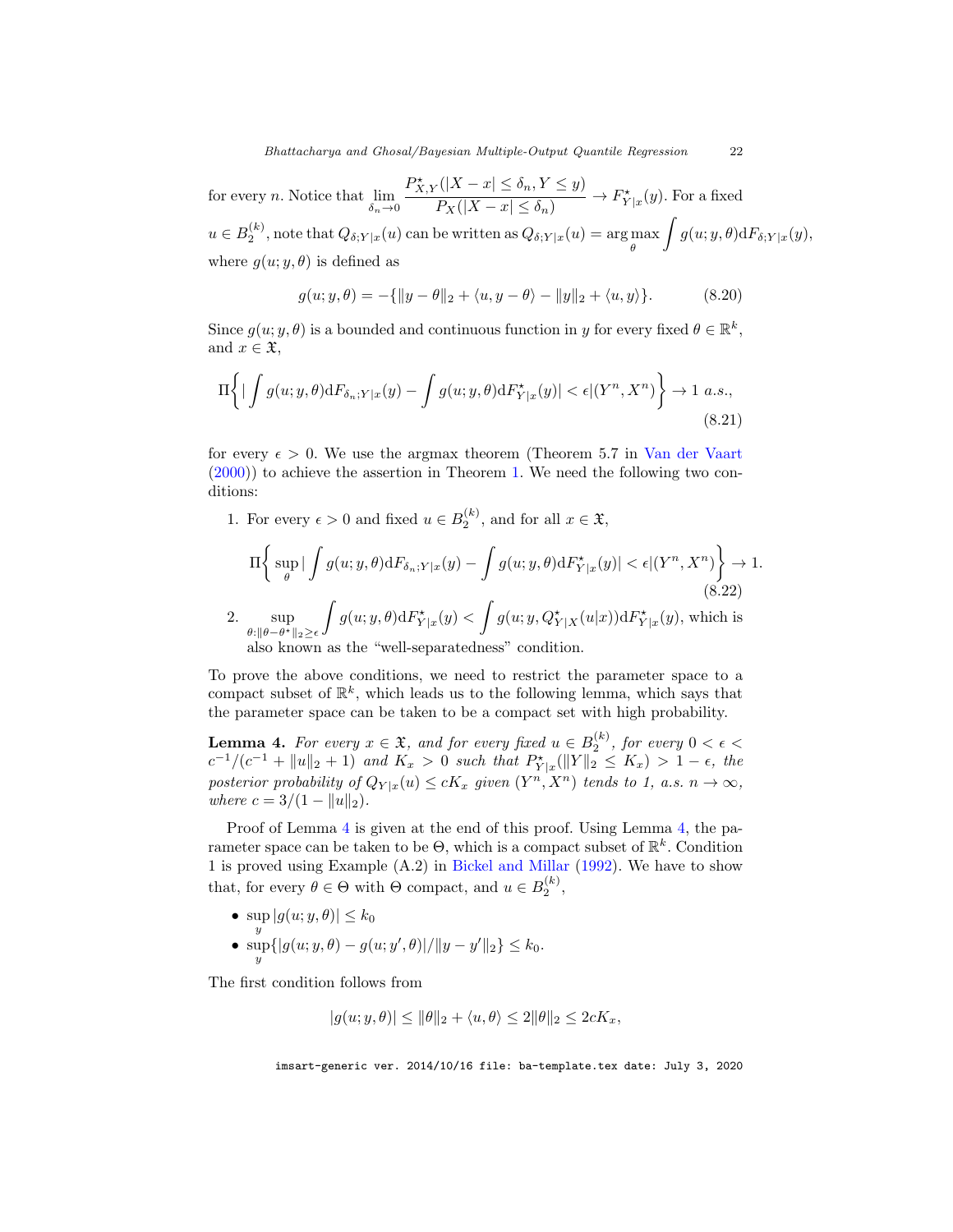for every $n$. Notice that $\lim_{\delta_n \to 0} \dfrac{P^\star_{X,Y}(|X-x| \le \delta_n, Y \le y)}{P_X(|X-x| \le \delta_n)} \to F^\star_{Y|x}(y)$. For a fixed $u \in B_2^{(k)}$, note that $Q_{\delta;Y|x}(u)$ can be written as $Q_{\delta;Y|x}(u) = \arg\max_\theta \int g(u;y,\theta) \mathrm{d}F_{\delta;Y|x}(y)$, where $g(u;y,\theta)$ is defined as

$$g(u;y,\theta) = -\{\|y-\theta\|_2 + \langle u, y-\theta \rangle - \|y\|_2 + \langle u, y \rangle\}. \tag{8.20}$$

Since $g(u;y,\theta)$ is a bounded and continuous function in $y$ for every fixed $\theta \in \mathbb{R}^k$, and $x \in \mathfrak{X}$,

$$\Pi\Big\{ \Big| \int g(u;y,\theta) \mathrm{d}F_{\delta_n;Y|x}(y) - \int g(u;y,\theta) \mathrm{d}F^\star_{Y|x}(y) \Big| < \epsilon | (Y^n, X^n) \Big\} \to 1 \ a.s., \tag{8.21}$$

for every $\epsilon > 0$. We use the argmax theorem (Theorem 5.7 in Van der Vaart (2000)) to achieve the assertion in Theorem 1. We need the following two conditions:

1. For every $\epsilon > 0$ and fixed $u \in B_2^{(k)}$, and for all $x \in \mathfrak{X}$,

$$\Pi\Big\{ \sup_\theta \Big| \int g(u;y,\theta) \mathrm{d}F_{\delta_n;Y|x}(y) - \int g(u;y,\theta) \mathrm{d}F^\star_{Y|x}(y) \Big| < \epsilon | (Y^n, X^n) \Big\} \to 1. \tag{8.22}$$

2. $\sup_{\theta: \|\theta - \theta^\star\|_2 \ge \epsilon} \int g(u;y,\theta) \mathrm{d}F^\star_{Y|x}(y) < \int g(u;y,Q^\star_{Y|X}(u|x)) \mathrm{d}F^\star_{Y|x}(y)$, which is also known as the "well-separatedness" condition.

To prove the above conditions, we need to restrict the parameter space to a compact subset of $\mathbb{R}^k$, which leads us to the following lemma, which says that the parameter space can be taken to be a compact set with high probability.

**Lemma 4.** *For every $x \in \mathfrak{X}$, and for every fixed $u \in B_2^{(k)}$, for every $0 < \epsilon < c^{-1}/(c^{-1} + \|u\|_2 + 1)$ and $K_x > 0$ such that $P^\star_{Y|x}(\|Y\|_2 \le K_x) > 1 - \epsilon$, the posterior probability of $Q_{Y|x}(u) \le cK_x$ given $(Y^n, X^n)$ tends to 1, a.s. $n \to \infty$, where $c = 3/(1 - \|u\|_2)$.*

Proof of Lemma 4 is given at the end of this proof. Using Lemma 4, the parameter space can be taken to be $\Theta$, which is a compact subset of $\mathbb{R}^k$. Condition 1 is proved using Example (A.2) in Bickel and Millar (1992). We have to show that, for every $\theta \in \Theta$ with $\Theta$ compact, and $u \in B_2^{(k)}$,

- $\sup_y |g(u;y,\theta)| \le k_0$
- $\sup_y \{|g(u;y,\theta) - g(u;y',\theta)|/\|y - y'\|_2\} \le k_0$.

The first condition follows from

$$|g(u;y,\theta)| \le \|\theta\|_2 + \langle u, \theta \rangle \le 2\|\theta\|_2 \le 2cK_x,$$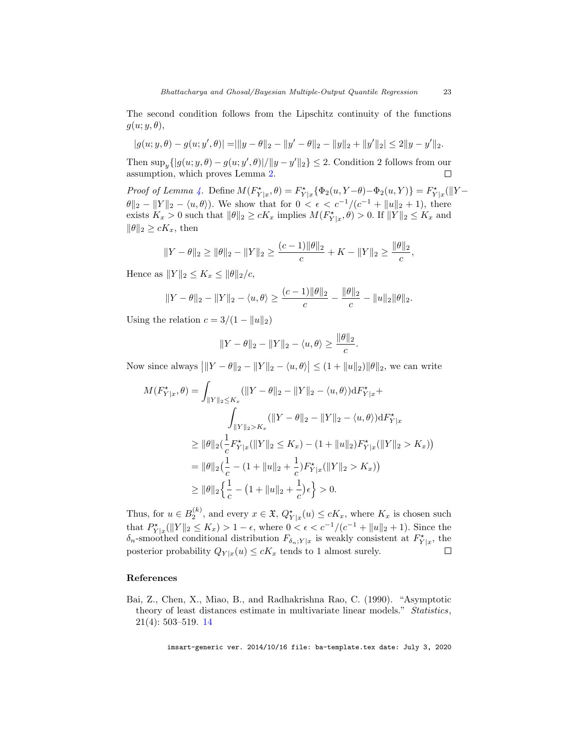The second condition follows from the Lipschitz continuity of the functions $g(u; y, \theta)$,

$$|g(u; y, \theta) - g(u; y', \theta)| = |\|y - \theta\|_2 - \|y' - \theta\|_2 - \|y\|_2 + \|y'\|_2| \leq 2\|y - y'\|_2.$$

Then $\sup_y\{|g(u; y, \theta) - g(u; y', \theta)|/\|y - y'\|_2\} \leq 2$. Condition 2 follows from our assumption, which proves Lemma 2. $\square$

*Proof of Lemma 4.* Define $M(F^{\star}_{Y|x}, \theta) = F^{\star}_{Y|x}\{\Phi_2(u, Y - \theta) - \Phi_2(u, Y)\} = F^{\star}_{Y|x}(\|Y - \theta\|_2 - \|Y\|_2 - \langle u, \theta\rangle)$. We show that for $0 < \epsilon < c^{-1}/(c^{-1} + \|u\|_2 + 1)$, there exists $K_x > 0$ such that $\|\theta\|_2 \geq cK_x$ implies $M(F^{\star}_{Y|x}, \theta) > 0$. If $\|Y\|_2 \leq K_x$ and $\|\theta\|_2 \geq cK_x$, then

$$\|Y - \theta\|_2 \geq \|\theta\|_2 - \|Y\|_2 \geq \frac{(c-1)\|\theta\|_2}{c} + K - \|Y\|_2 \geq \frac{\|\theta\|_2}{c},$$

Hence as $\|Y\|_2 \leq K_x \leq \|\theta\|_2/c$,

$$\|Y - \theta\|_2 - \|Y\|_2 - \langle u, \theta\rangle \geq \frac{(c-1)\|\theta\|_2}{c} - \frac{\|\theta\|_2}{c} - \|u\|_2\|\theta\|_2.$$

Using the relation $c = 3/(1 - \|u\|_2)$

$$\|Y - \theta\|_2 - \|Y\|_2 - \langle u, \theta\rangle \geq \frac{\|\theta\|_2}{c}.$$

Now since always $\big|\|Y - \theta\|_2 - \|Y\|_2 - \langle u, \theta\rangle\big| \leq (1 + \|u\|_2)\|\theta\|_2$, we can write

$$\begin{aligned}
M(F^{\star}_{Y|x}, \theta) &= \int_{\|Y\|_2 \leq K_x} (\|Y - \theta\|_2 - \|Y\|_2 - \langle u, \theta\rangle)\mathrm{d}F^{\star}_{Y|x} + \\
&\qquad \int_{\|Y\|_2 > K_x} (\|Y - \theta\|_2 - \|Y\|_2 - \langle u, \theta\rangle)\mathrm{d}F^{\star}_{Y|x} \\
&\geq \|\theta\|_2\big(\frac{1}{c}F^{\star}_{Y|x}(\|Y\|_2 \leq K_x) - (1 + \|u\|_2)F^{\star}_{Y|x}(\|Y\|_2 > K_x)\big) \\
&= \|\theta\|_2\big(\frac{1}{c} - (1 + \|u\|_2 + \frac{1}{c})F^{\star}_{Y|x}(\|Y\|_2 > K_x)\big) \\
&\geq \|\theta\|_2\Big\{\frac{1}{c} - \big(1 + \|u\|_2 + \frac{1}{c}\big)\epsilon\Big\} > 0.
\end{aligned}$$

Thus, for $u \in B_2^{(k)}$, and every $x \in \mathfrak{X}$, $Q^{\star}_{Y|x}(u) \leq cK_x$, where $K_x$ is chosen such that $P^{\star}_{Y|x}(\|Y\|_2 \leq K_x) > 1 - \epsilon$, where $0 < \epsilon < c^{-1}/(c^{-1} + \|u\|_2 + 1)$. Since the $\delta_n$-smoothed conditional distribution $F_{\delta_n;Y|x}$ is weakly consistent at $F^{\star}_{Y|x}$, the posterior probability $Q_{Y|x}(u) \leq cK_x$ tends to 1 almost surely. $\square$

## References

Bai, Z., Chen, X., Miao, B., and Radhakrishna Rao, C. (1990). "Asymptotic theory of least distances estimate in multivariate linear models." *Statistics*, 21(4): 503–519. 14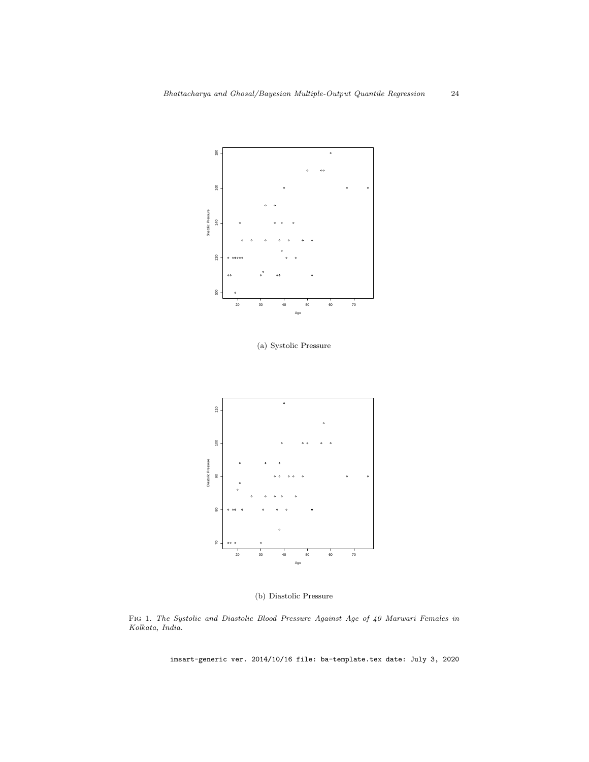(a) Systolic Pressure

(b) Diastolic Pressure

Fig 1. *The Systolic and Diastolic Blood Pressure Against Age of 40 Marwari Females in Kolkata, India.*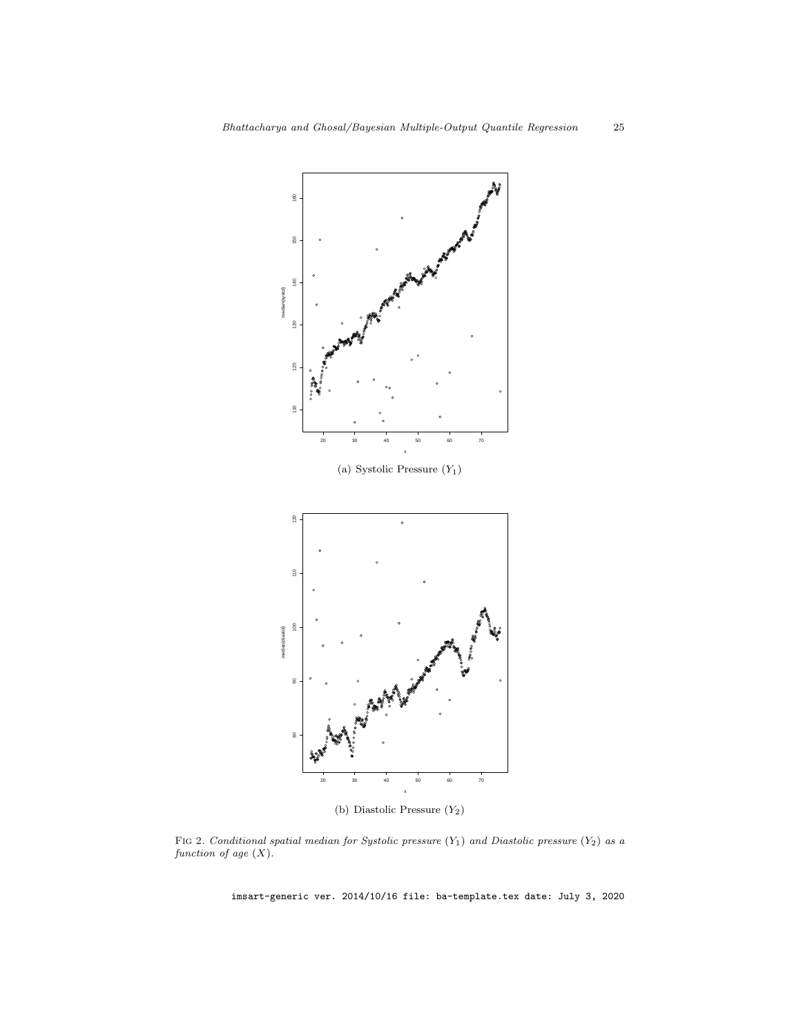(a) Systolic Pressure ($Y_1$)

(b) Diastolic Pressure ($Y_2$)

Fig 2. *Conditional spatial median for Systolic pressure* ($Y_1$) *and Diastolic pressure* ($Y_2$) *as a function of age* ($X$).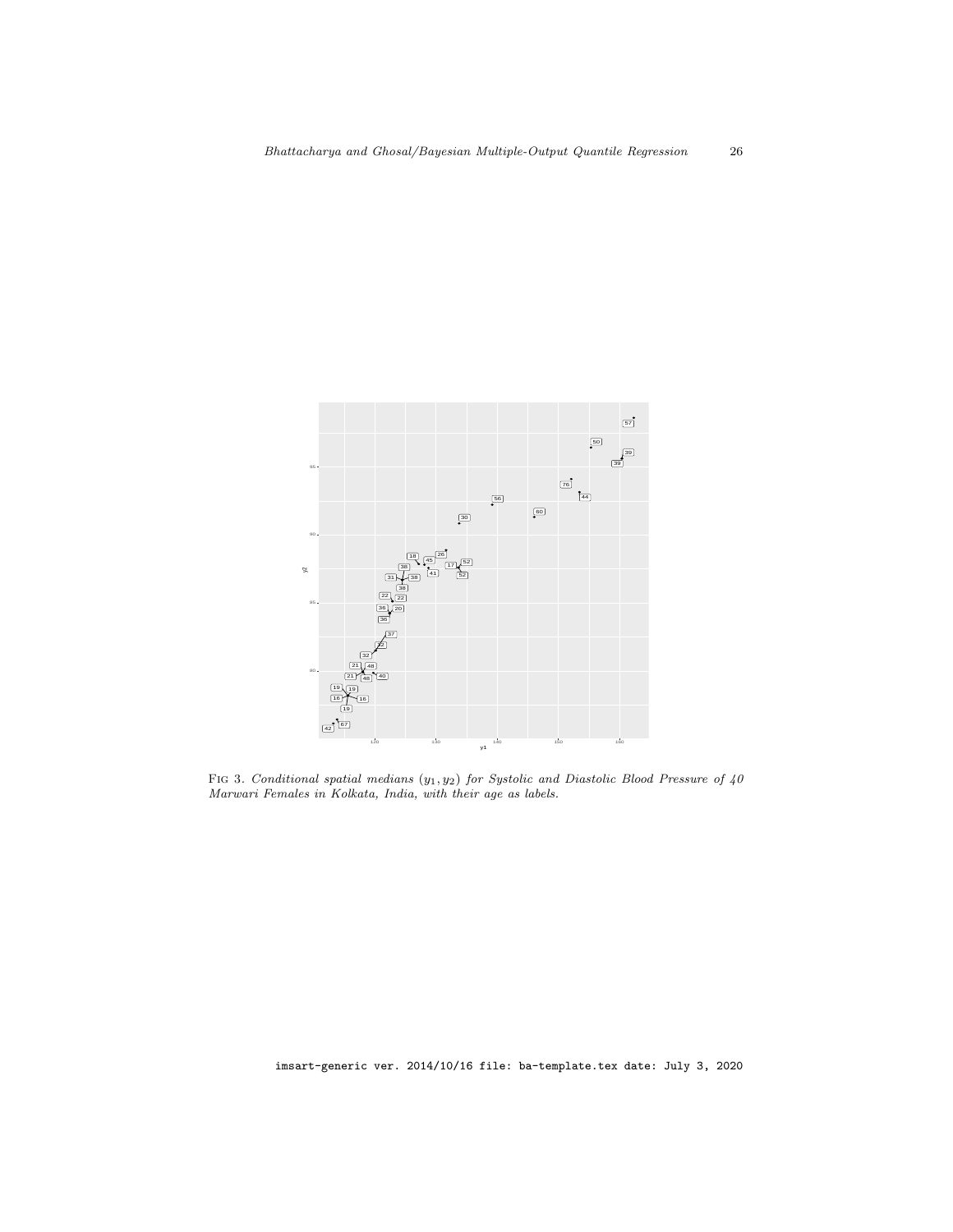FIG 3. *Conditional spatial medians $(y_1, y_2)$ for Systolic and Diastolic Blood Pressure of 40 Marwari Females in Kolkata, India, with their age as labels.*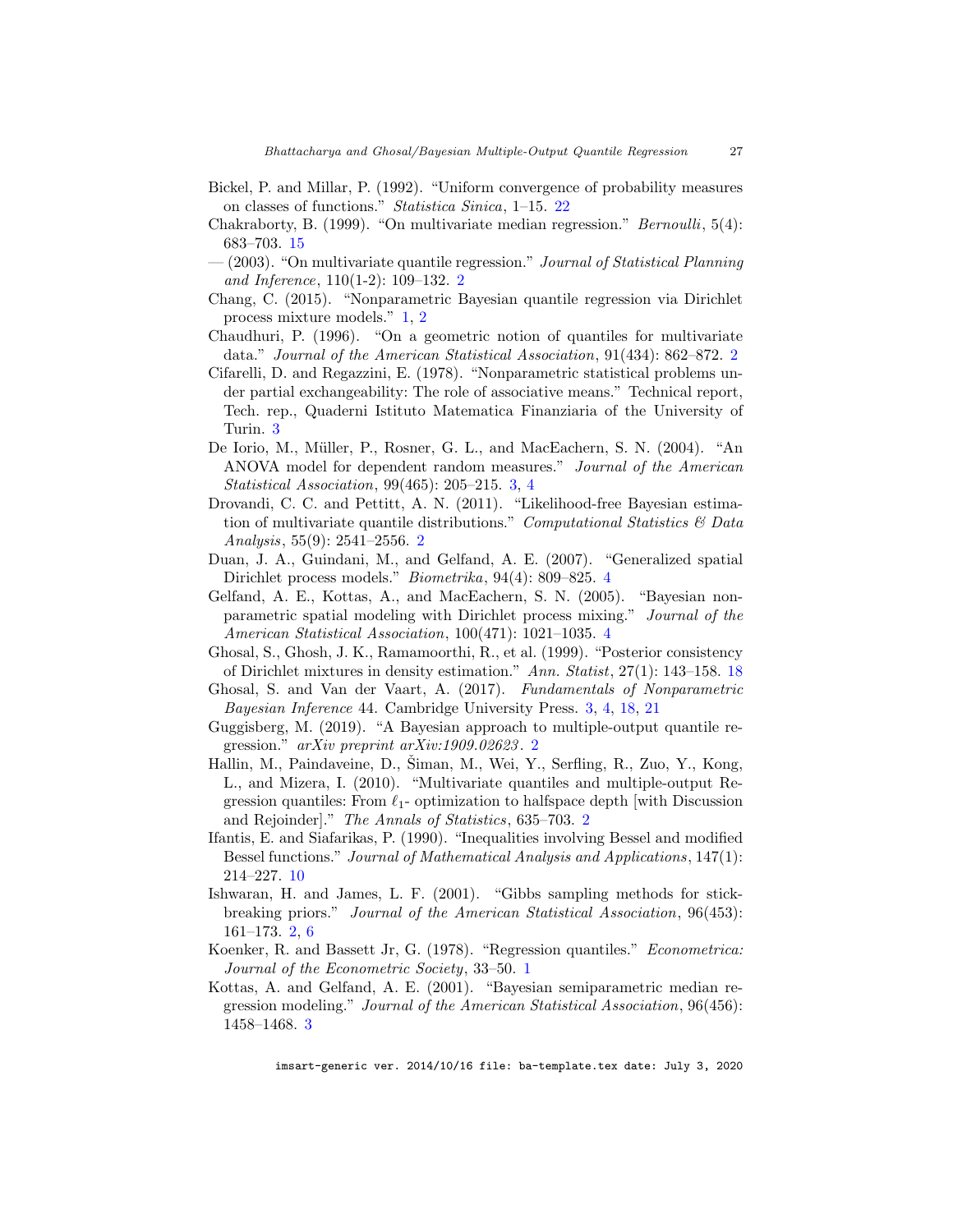Bickel, P. and Millar, P. (1992). "Uniform convergence of probability measures on classes of functions." *Statistica Sinica*, 1–15. 22

Chakraborty, B. (1999). "On multivariate median regression." *Bernoulli*, 5(4): 683–703. 15

— (2003). "On multivariate quantile regression." *Journal of Statistical Planning and Inference*, 110(1-2): 109–132. 2

Chang, C. (2015). "Nonparametric Bayesian quantile regression via Dirichlet process mixture models." 1, 2

Chaudhuri, P. (1996). "On a geometric notion of quantiles for multivariate data." *Journal of the American Statistical Association*, 91(434): 862–872. 2

Cifarelli, D. and Regazzini, E. (1978). "Nonparametric statistical problems under partial exchangeability: The role of associative means." Technical report, Tech. rep., Quaderni Istituto Matematica Finanziaria of the University of Turin. 3

De Iorio, M., Müller, P., Rosner, G. L., and MacEachern, S. N. (2004). "An ANOVA model for dependent random measures." *Journal of the American Statistical Association*, 99(465): 205–215. 3, 4

Drovandi, C. C. and Pettitt, A. N. (2011). "Likelihood-free Bayesian estimation of multivariate quantile distributions." *Computational Statistics & Data Analysis*, 55(9): 2541–2556. 2

Duan, J. A., Guindani, M., and Gelfand, A. E. (2007). "Generalized spatial Dirichlet process models." *Biometrika*, 94(4): 809–825. 4

Gelfand, A. E., Kottas, A., and MacEachern, S. N. (2005). "Bayesian nonparametric spatial modeling with Dirichlet process mixing." *Journal of the American Statistical Association*, 100(471): 1021–1035. 4

Ghosal, S., Ghosh, J. K., Ramamoorthi, R., et al. (1999). "Posterior consistency of Dirichlet mixtures in density estimation." *Ann. Statist*, 27(1): 143–158. 18

Ghosal, S. and Van der Vaart, A. (2017). *Fundamentals of Nonparametric Bayesian Inference* 44. Cambridge University Press. 3, 4, 18, 21

Guggisberg, M. (2019). "A Bayesian approach to multiple-output quantile regression." *arXiv preprint arXiv:1909.02623*. 2

Hallin, M., Paindaveine, D., Šiman, M., Wei, Y., Serfling, R., Zuo, Y., Kong, L., and Mizera, I. (2010). "Multivariate quantiles and multiple-output Regression quantiles: From $\ell_1$- optimization to halfspace depth [with Discussion and Rejoinder]." *The Annals of Statistics*, 635–703. 2

Ifantis, E. and Siafarikas, P. (1990). "Inequalities involving Bessel and modified Bessel functions." *Journal of Mathematical Analysis and Applications*, 147(1): 214–227. 10

Ishwaran, H. and James, L. F. (2001). "Gibbs sampling methods for stick-breaking priors." *Journal of the American Statistical Association*, 96(453): 161–173. 2, 6

Koenker, R. and Bassett Jr, G. (1978). "Regression quantiles." *Econometrica: Journal of the Econometric Society*, 33–50. 1

Kottas, A. and Gelfand, A. E. (2001). "Bayesian semiparametric median regression modeling." *Journal of the American Statistical Association*, 96(456): 1458–1468. 3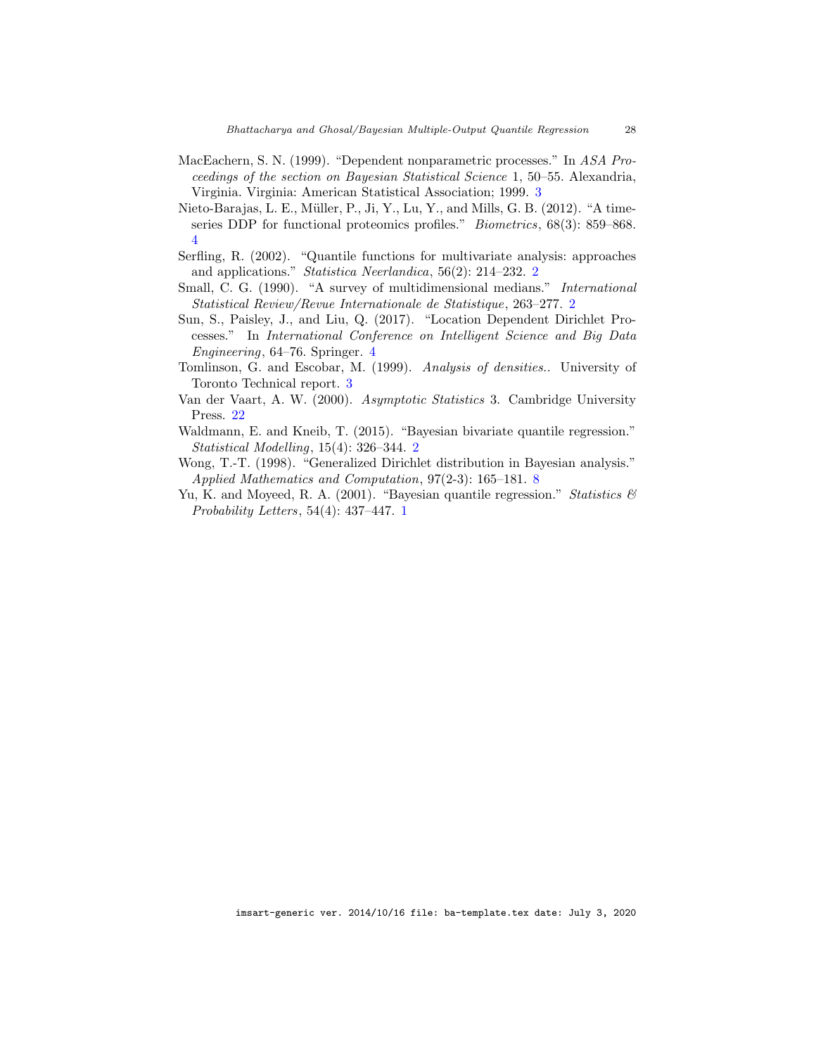MacEachern, S. N. (1999). "Dependent nonparametric processes." In *ASA Proceedings of the section on Bayesian Statistical Science* 1, 50–55. Alexandria, Virginia. Virginia: American Statistical Association; 1999. 3

Nieto-Barajas, L. E., Müller, P., Ji, Y., Lu, Y., and Mills, G. B. (2012). "A time-series DDP for functional proteomics profiles." *Biometrics*, 68(3): 859–868. 4

Serfling, R. (2002). "Quantile functions for multivariate analysis: approaches and applications." *Statistica Neerlandica*, 56(2): 214–232. 2

Small, C. G. (1990). "A survey of multidimensional medians." *International Statistical Review/Revue Internationale de Statistique*, 263–277. 2

Sun, S., Paisley, J., and Liu, Q. (2017). "Location Dependent Dirichlet Processes." In *International Conference on Intelligent Science and Big Data Engineering*, 64–76. Springer. 4

Tomlinson, G. and Escobar, M. (1999). *Analysis of densities.*. University of Toronto Technical report. 3

Van der Vaart, A. W. (2000). *Asymptotic Statistics* 3. Cambridge University Press. 22

Waldmann, E. and Kneib, T. (2015). "Bayesian bivariate quantile regression." *Statistical Modelling*, 15(4): 326–344. 2

Wong, T.-T. (1998). "Generalized Dirichlet distribution in Bayesian analysis." *Applied Mathematics and Computation*, 97(2-3): 165–181. 8

Yu, K. and Moyeed, R. A. (2001). "Bayesian quantile regression." *Statistics & Probability Letters*, 54(4): 437–447. 1